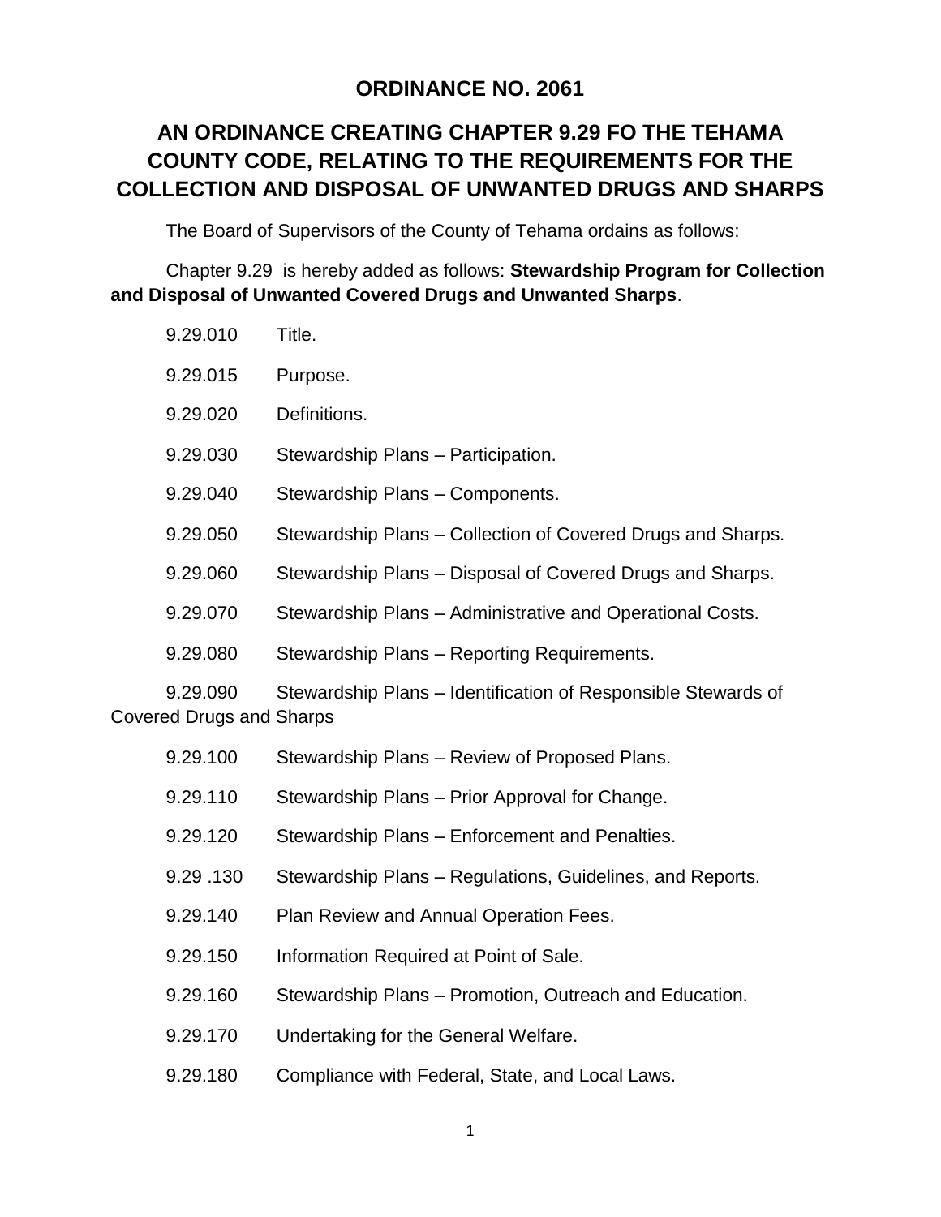# ORDINANCE NO. 2061

## AN ORDINANCE CREATING CHAPTER 9.29 FO THE TEHAMA COUNTY CODE, RELATING TO THE REQUIREMENTS FOR THE COLLECTION AND DISPOSAL OF UNWANTED DRUGS AND SHARPS

The Board of Supervisors of the County of Tehama ordains as follows:

Chapter 9.29 is hereby added as follows: **Stewardship Program for Collection and Disposal of Unwanted Covered Drugs and Unwanted Sharps**.

9.29.010 Title.

9.29.015 Purpose.

9.29.020 Definitions.

9.29.030 Stewardship Plans – Participation.

9.29.040 Stewardship Plans – Components.

9.29.050 Stewardship Plans – Collection of Covered Drugs and Sharps.

9.29.060 Stewardship Plans – Disposal of Covered Drugs and Sharps.

9.29.070 Stewardship Plans – Administrative and Operational Costs.

9.29.080 Stewardship Plans – Reporting Requirements.

9.29.090 Stewardship Plans – Identification of Responsible Stewards of Covered Drugs and Sharps

9.29.100 Stewardship Plans – Review of Proposed Plans.

9.29.110 Stewardship Plans – Prior Approval for Change.

9.29.120 Stewardship Plans – Enforcement and Penalties.

9.29 .130 Stewardship Plans – Regulations, Guidelines, and Reports.

9.29.140 Plan Review and Annual Operation Fees.

9.29.150 Information Required at Point of Sale.

9.29.160 Stewardship Plans – Promotion, Outreach and Education.

9.29.170 Undertaking for the General Welfare.

9.29.180 Compliance with Federal, State, and Local Laws.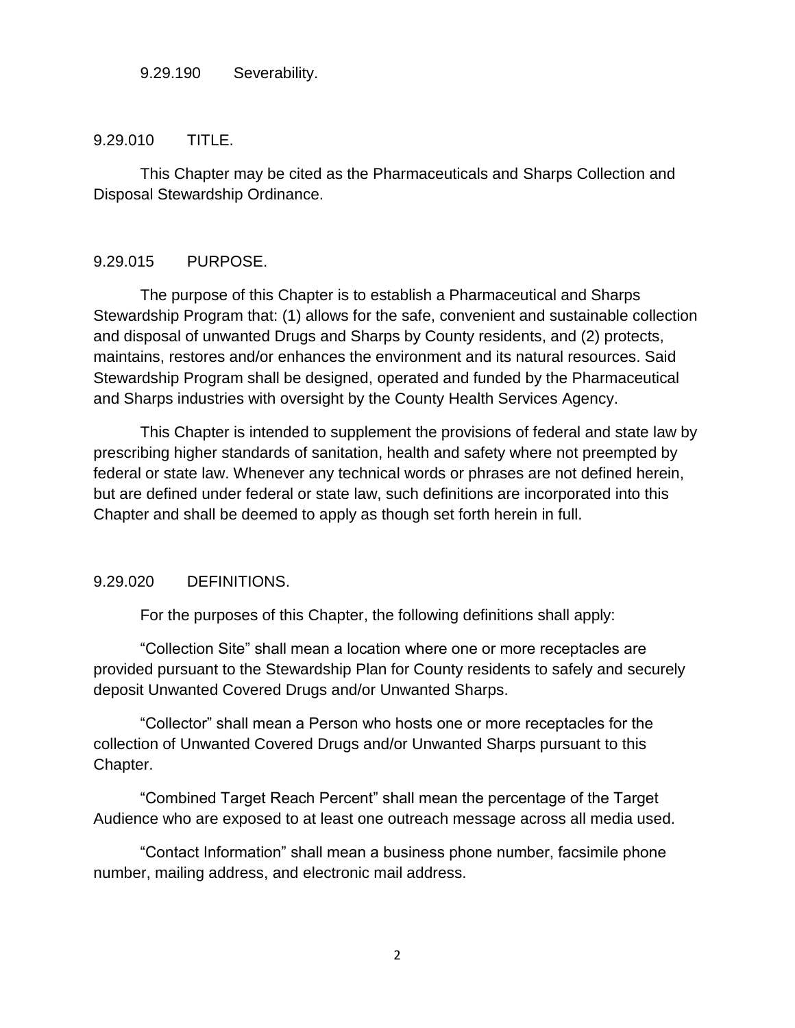9.29.190 Severability.

## 9.29.010 TITLE.

This Chapter may be cited as the Pharmaceuticals and Sharps Collection and Disposal Stewardship Ordinance.

## 9.29.015 PURPOSE.

The purpose of this Chapter is to establish a Pharmaceutical and Sharps Stewardship Program that: (1) allows for the safe, convenient and sustainable collection and disposal of unwanted Drugs and Sharps by County residents, and (2) protects, maintains, restores and/or enhances the environment and its natural resources. Said Stewardship Program shall be designed, operated and funded by the Pharmaceutical and Sharps industries with oversight by the County Health Services Agency.

This Chapter is intended to supplement the provisions of federal and state law by prescribing higher standards of sanitation, health and safety where not preempted by federal or state law. Whenever any technical words or phrases are not defined herein, but are defined under federal or state law, such definitions are incorporated into this Chapter and shall be deemed to apply as though set forth herein in full.

## 9.29.020 DEFINITIONS.

For the purposes of this Chapter, the following definitions shall apply:

"Collection Site" shall mean a location where one or more receptacles are provided pursuant to the Stewardship Plan for County residents to safely and securely deposit Unwanted Covered Drugs and/or Unwanted Sharps.

"Collector" shall mean a Person who hosts one or more receptacles for the collection of Unwanted Covered Drugs and/or Unwanted Sharps pursuant to this Chapter.

"Combined Target Reach Percent" shall mean the percentage of the Target Audience who are exposed to at least one outreach message across all media used.

"Contact Information" shall mean a business phone number, facsimile phone number, mailing address, and electronic mail address.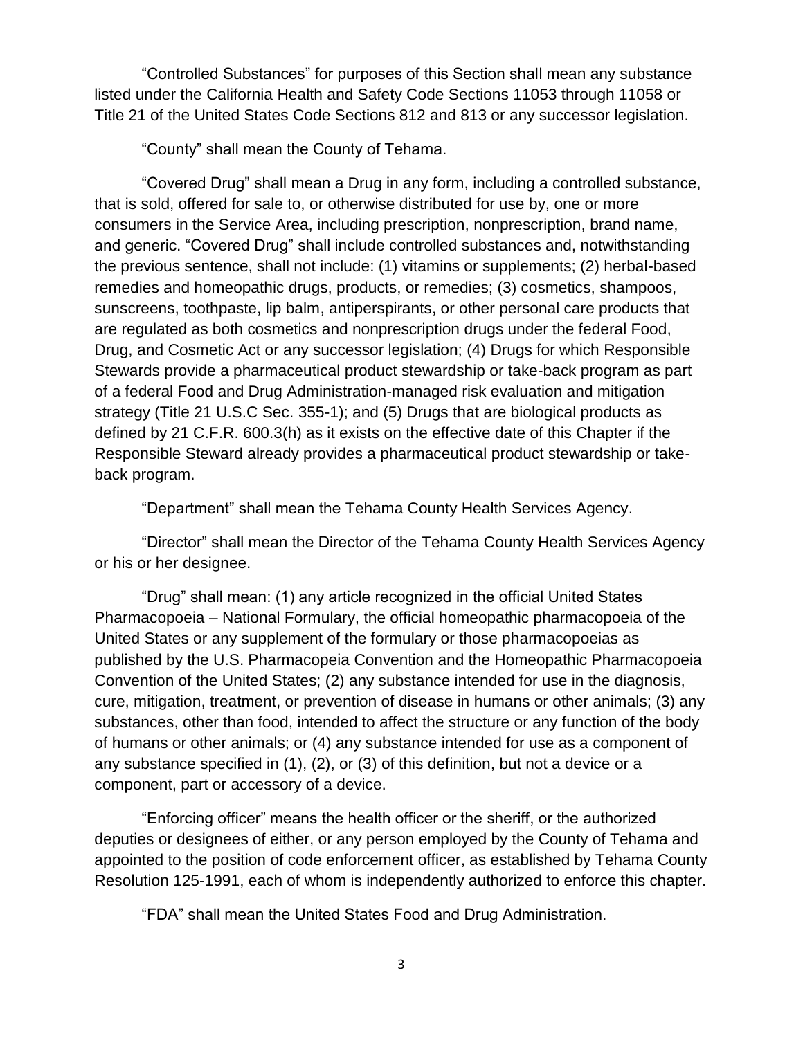"Controlled Substances" for purposes of this Section shall mean any substance listed under the California Health and Safety Code Sections 11053 through 11058 or Title 21 of the United States Code Sections 812 and 813 or any successor legislation.

"County" shall mean the County of Tehama.

"Covered Drug" shall mean a Drug in any form, including a controlled substance, that is sold, offered for sale to, or otherwise distributed for use by, one or more consumers in the Service Area, including prescription, nonprescription, brand name, and generic. "Covered Drug" shall include controlled substances and, notwithstanding the previous sentence, shall not include: (1) vitamins or supplements; (2) herbal-based remedies and homeopathic drugs, products, or remedies; (3) cosmetics, shampoos, sunscreens, toothpaste, lip balm, antiperspirants, or other personal care products that are regulated as both cosmetics and nonprescription drugs under the federal Food, Drug, and Cosmetic Act or any successor legislation; (4) Drugs for which Responsible Stewards provide a pharmaceutical product stewardship or take-back program as part of a federal Food and Drug Administration-managed risk evaluation and mitigation strategy (Title 21 U.S.C Sec. 355-1); and (5) Drugs that are biological products as defined by 21 C.F.R. 600.3(h) as it exists on the effective date of this Chapter if the Responsible Steward already provides a pharmaceutical product stewardship or take-back program.

"Department" shall mean the Tehama County Health Services Agency.

"Director" shall mean the Director of the Tehama County Health Services Agency or his or her designee.

"Drug" shall mean: (1) any article recognized in the official United States Pharmacopoeia – National Formulary, the official homeopathic pharmacopoeia of the United States or any supplement of the formulary or those pharmacopoeias as published by the U.S. Pharmacopeia Convention and the Homeopathic Pharmacopoeia Convention of the United States; (2) any substance intended for use in the diagnosis, cure, mitigation, treatment, or prevention of disease in humans or other animals; (3) any substances, other than food, intended to affect the structure or any function of the body of humans or other animals; or (4) any substance intended for use as a component of any substance specified in (1), (2), or (3) of this definition, but not a device or a component, part or accessory of a device.

"Enforcing officer" means the health officer or the sheriff, or the authorized deputies or designees of either, or any person employed by the County of Tehama and appointed to the position of code enforcement officer, as established by Tehama County Resolution 125-1991, each of whom is independently authorized to enforce this chapter.

"FDA" shall mean the United States Food and Drug Administration.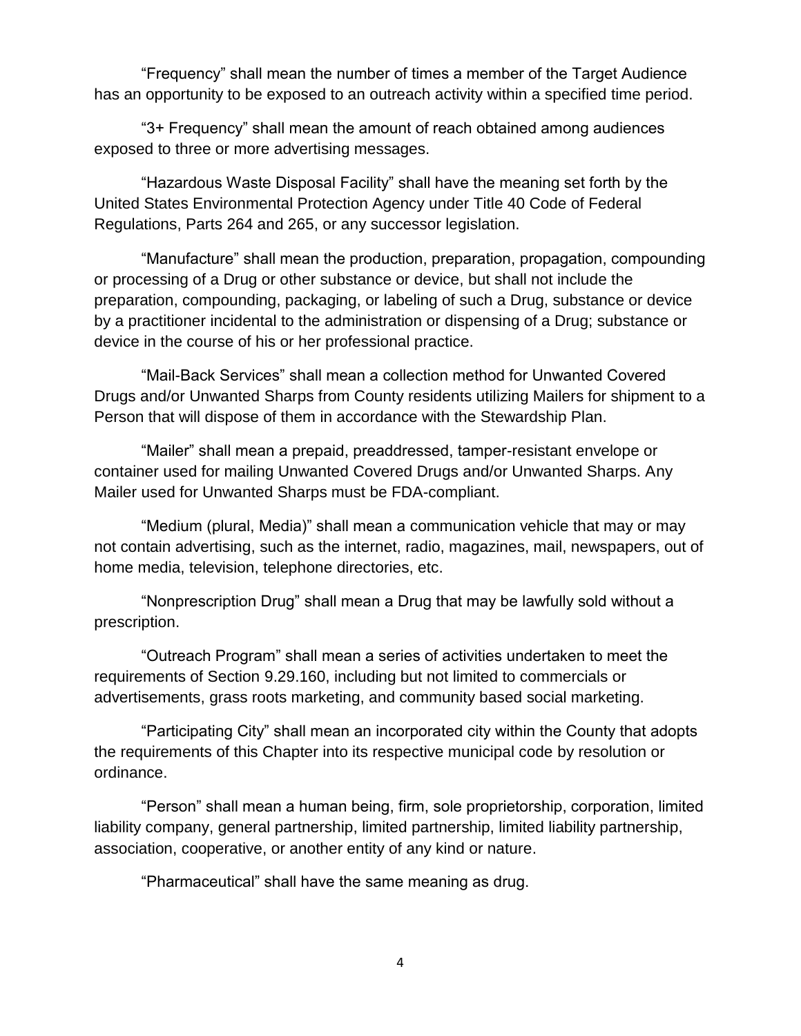"Frequency" shall mean the number of times a member of the Target Audience has an opportunity to be exposed to an outreach activity within a specified time period.

"3+ Frequency" shall mean the amount of reach obtained among audiences exposed to three or more advertising messages.

"Hazardous Waste Disposal Facility" shall have the meaning set forth by the United States Environmental Protection Agency under Title 40 Code of Federal Regulations, Parts 264 and 265, or any successor legislation.

"Manufacture" shall mean the production, preparation, propagation, compounding or processing of a Drug or other substance or device, but shall not include the preparation, compounding, packaging, or labeling of such a Drug, substance or device by a practitioner incidental to the administration or dispensing of a Drug; substance or device in the course of his or her professional practice.

"Mail-Back Services" shall mean a collection method for Unwanted Covered Drugs and/or Unwanted Sharps from County residents utilizing Mailers for shipment to a Person that will dispose of them in accordance with the Stewardship Plan.

"Mailer" shall mean a prepaid, preaddressed, tamper-resistant envelope or container used for mailing Unwanted Covered Drugs and/or Unwanted Sharps. Any Mailer used for Unwanted Sharps must be FDA-compliant.

"Medium (plural, Media)" shall mean a communication vehicle that may or may not contain advertising, such as the internet, radio, magazines, mail, newspapers, out of home media, television, telephone directories, etc.

"Nonprescription Drug" shall mean a Drug that may be lawfully sold without a prescription.

"Outreach Program" shall mean a series of activities undertaken to meet the requirements of Section 9.29.160, including but not limited to commercials or advertisements, grass roots marketing, and community based social marketing.

"Participating City" shall mean an incorporated city within the County that adopts the requirements of this Chapter into its respective municipal code by resolution or ordinance.

"Person" shall mean a human being, firm, sole proprietorship, corporation, limited liability company, general partnership, limited partnership, limited liability partnership, association, cooperative, or another entity of any kind or nature.

"Pharmaceutical" shall have the same meaning as drug.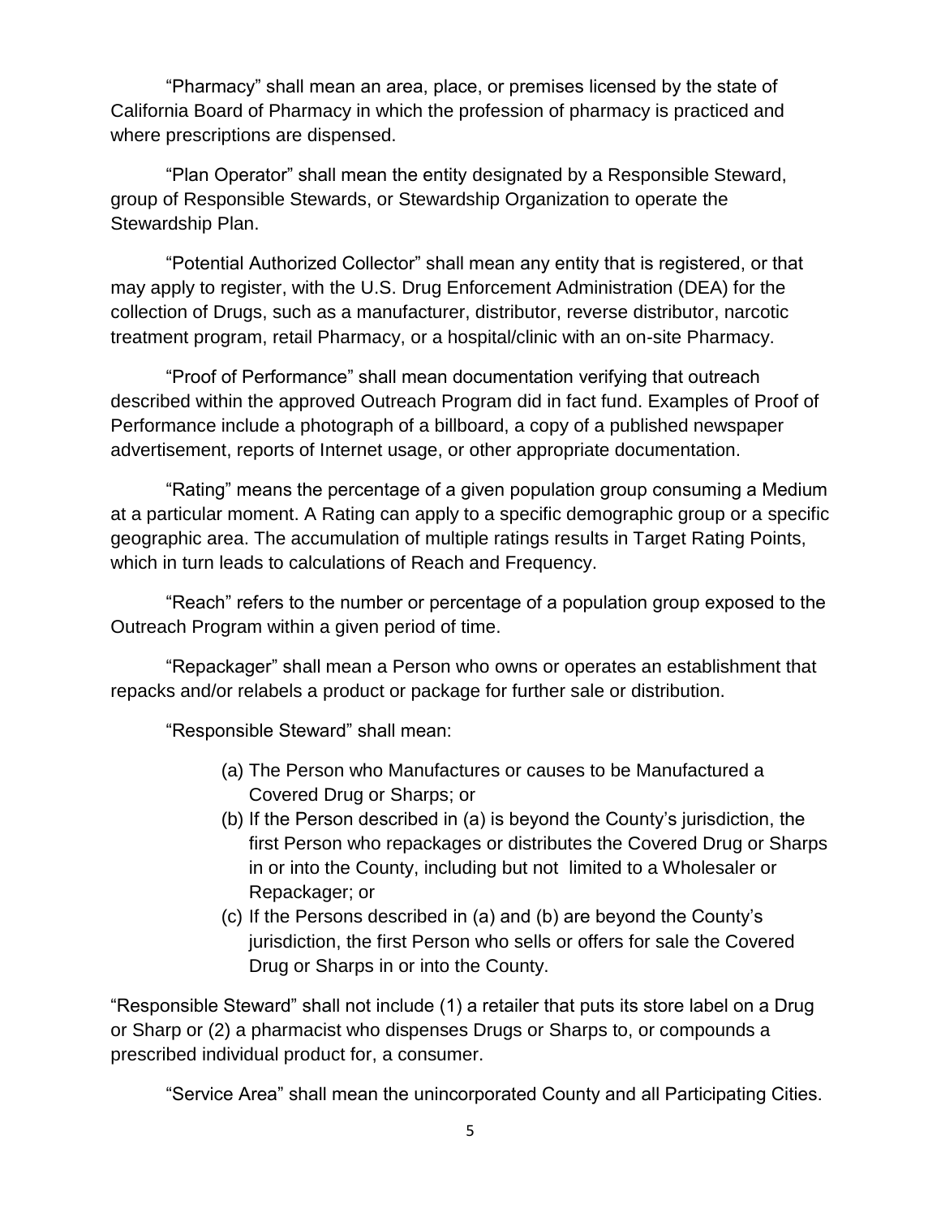"Pharmacy" shall mean an area, place, or premises licensed by the state of California Board of Pharmacy in which the profession of pharmacy is practiced and where prescriptions are dispensed.

"Plan Operator" shall mean the entity designated by a Responsible Steward, group of Responsible Stewards, or Stewardship Organization to operate the Stewardship Plan.

"Potential Authorized Collector" shall mean any entity that is registered, or that may apply to register, with the U.S. Drug Enforcement Administration (DEA) for the collection of Drugs, such as a manufacturer, distributor, reverse distributor, narcotic treatment program, retail Pharmacy, or a hospital/clinic with an on-site Pharmacy.

"Proof of Performance" shall mean documentation verifying that outreach described within the approved Outreach Program did in fact fund. Examples of Proof of Performance include a photograph of a billboard, a copy of a published newspaper advertisement, reports of Internet usage, or other appropriate documentation.

"Rating" means the percentage of a given population group consuming a Medium at a particular moment. A Rating can apply to a specific demographic group or a specific geographic area. The accumulation of multiple ratings results in Target Rating Points, which in turn leads to calculations of Reach and Frequency.

"Reach" refers to the number or percentage of a population group exposed to the Outreach Program within a given period of time.

"Repackager" shall mean a Person who owns or operates an establishment that repacks and/or relabels a product or package for further sale or distribution.

"Responsible Steward" shall mean:

(a) The Person who Manufactures or causes to be Manufactured a Covered Drug or Sharps; or
(b) If the Person described in (a) is beyond the County's jurisdiction, the first Person who repackages or distributes the Covered Drug or Sharps in or into the County, including but not limited to a Wholesaler or Repackager; or
(c) If the Persons described in (a) and (b) are beyond the County's jurisdiction, the first Person who sells or offers for sale the Covered Drug or Sharps in or into the County.

"Responsible Steward" shall not include (1) a retailer that puts its store label on a Drug or Sharp or (2) a pharmacist who dispenses Drugs or Sharps to, or compounds a prescribed individual product for, a consumer.

"Service Area" shall mean the unincorporated County and all Participating Cities.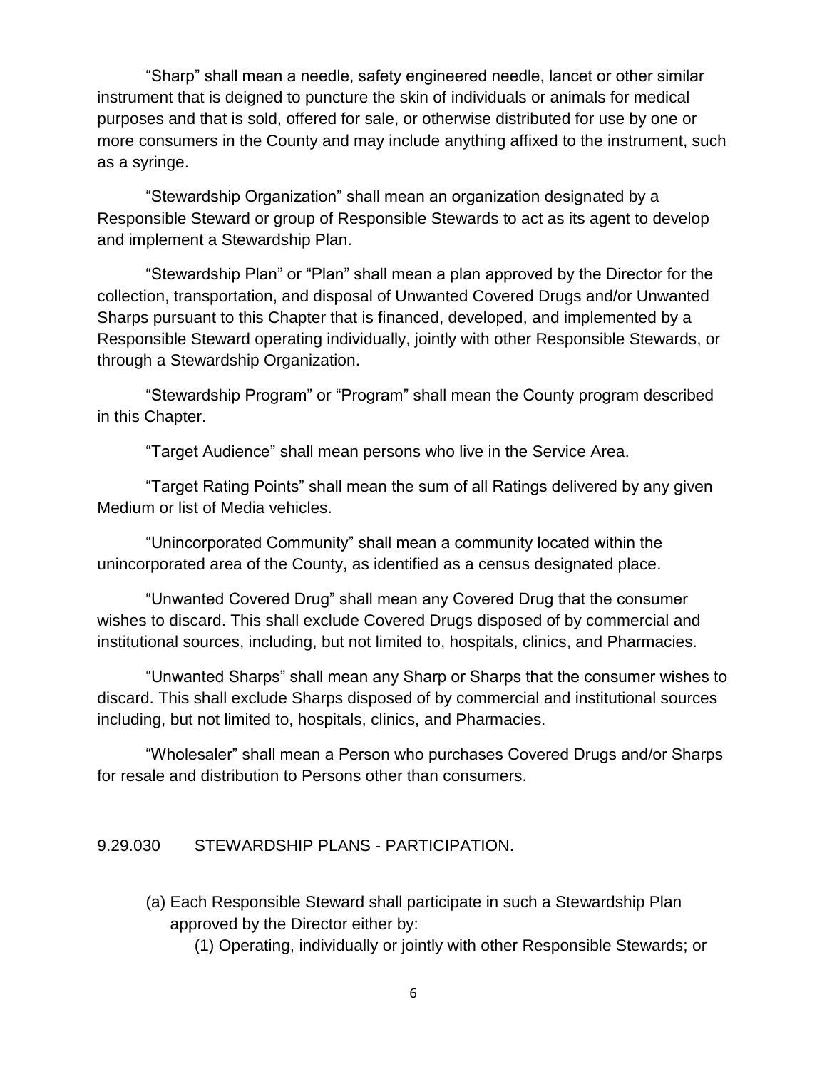"Sharp" shall mean a needle, safety engineered needle, lancet or other similar instrument that is deigned to puncture the skin of individuals or animals for medical purposes and that is sold, offered for sale, or otherwise distributed for use by one or more consumers in the County and may include anything affixed to the instrument, such as a syringe.

"Stewardship Organization" shall mean an organization designated by a Responsible Steward or group of Responsible Stewards to act as its agent to develop and implement a Stewardship Plan.

"Stewardship Plan" or "Plan" shall mean a plan approved by the Director for the collection, transportation, and disposal of Unwanted Covered Drugs and/or Unwanted Sharps pursuant to this Chapter that is financed, developed, and implemented by a Responsible Steward operating individually, jointly with other Responsible Stewards, or through a Stewardship Organization.

"Stewardship Program" or "Program" shall mean the County program described in this Chapter.

"Target Audience" shall mean persons who live in the Service Area.

"Target Rating Points" shall mean the sum of all Ratings delivered by any given Medium or list of Media vehicles.

"Unincorporated Community" shall mean a community located within the unincorporated area of the County, as identified as a census designated place.

"Unwanted Covered Drug" shall mean any Covered Drug that the consumer wishes to discard. This shall exclude Covered Drugs disposed of by commercial and institutional sources, including, but not limited to, hospitals, clinics, and Pharmacies.

"Unwanted Sharps" shall mean any Sharp or Sharps that the consumer wishes to discard. This shall exclude Sharps disposed of by commercial and institutional sources including, but not limited to, hospitals, clinics, and Pharmacies.

"Wholesaler" shall mean a Person who purchases Covered Drugs and/or Sharps for resale and distribution to Persons other than consumers.

## 9.29.030 STEWARDSHIP PLANS - PARTICIPATION.

(a) Each Responsible Steward shall participate in such a Stewardship Plan approved by the Director either by:

(1) Operating, individually or jointly with other Responsible Stewards; or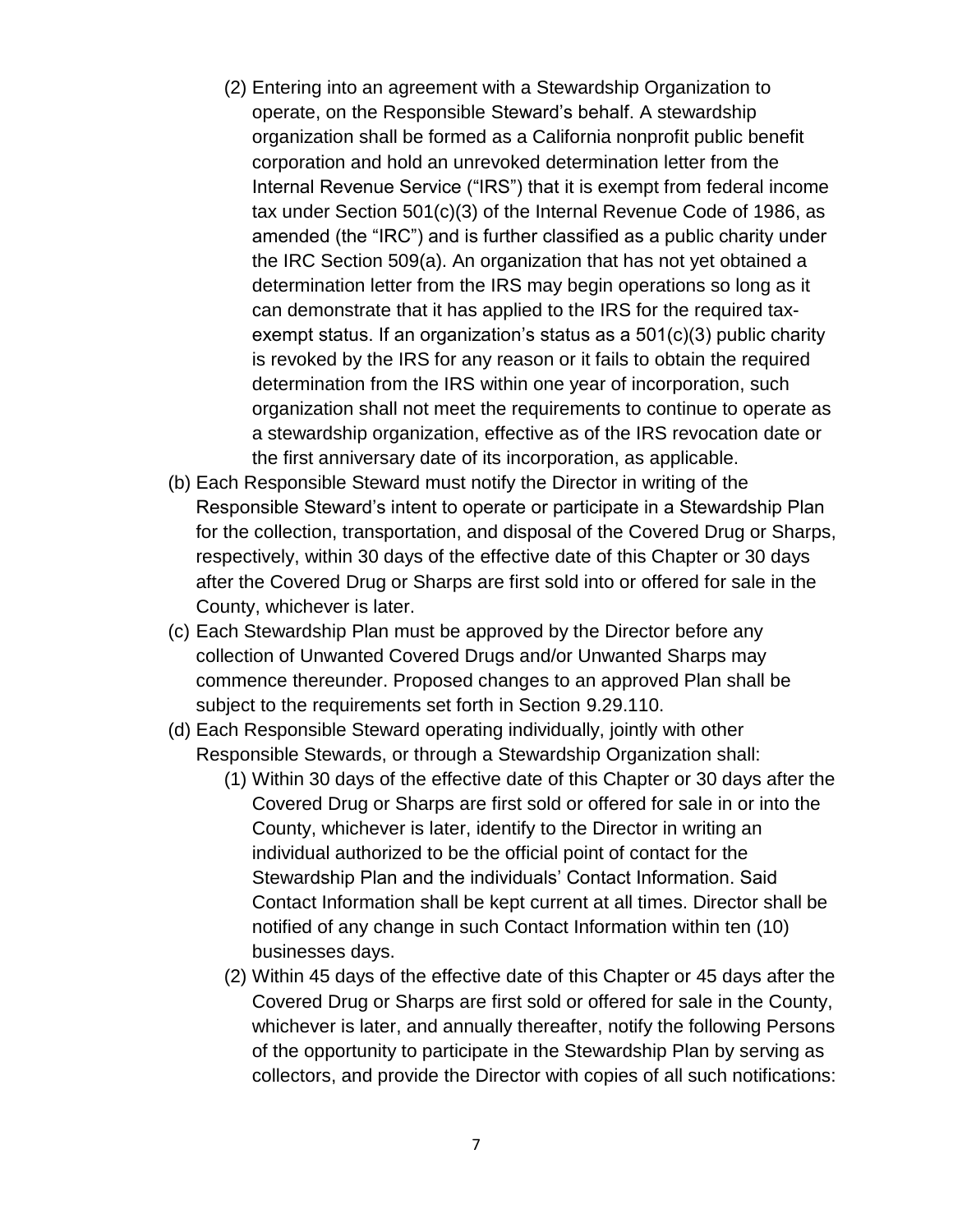(2) Entering into an agreement with a Stewardship Organization to operate, on the Responsible Steward's behalf. A stewardship organization shall be formed as a California nonprofit public benefit corporation and hold an unrevoked determination letter from the Internal Revenue Service ("IRS") that it is exempt from federal income tax under Section 501(c)(3) of the Internal Revenue Code of 1986, as amended (the "IRC") and is further classified as a public charity under the IRC Section 509(a). An organization that has not yet obtained a determination letter from the IRS may begin operations so long as it can demonstrate that it has applied to the IRS for the required tax-exempt status. If an organization's status as a 501(c)(3) public charity is revoked by the IRS for any reason or it fails to obtain the required determination from the IRS within one year of incorporation, such organization shall not meet the requirements to continue to operate as a stewardship organization, effective as of the IRS revocation date or the first anniversary date of its incorporation, as applicable.

(b) Each Responsible Steward must notify the Director in writing of the Responsible Steward's intent to operate or participate in a Stewardship Plan for the collection, transportation, and disposal of the Covered Drug or Sharps, respectively, within 30 days of the effective date of this Chapter or 30 days after the Covered Drug or Sharps are first sold into or offered for sale in the County, whichever is later.

(c) Each Stewardship Plan must be approved by the Director before any collection of Unwanted Covered Drugs and/or Unwanted Sharps may commence thereunder. Proposed changes to an approved Plan shall be subject to the requirements set forth in Section 9.29.110.

(d) Each Responsible Steward operating individually, jointly with other Responsible Stewards, or through a Stewardship Organization shall:

(1) Within 30 days of the effective date of this Chapter or 30 days after the Covered Drug or Sharps are first sold or offered for sale in or into the County, whichever is later, identify to the Director in writing an individual authorized to be the official point of contact for the Stewardship Plan and the individuals' Contact Information. Said Contact Information shall be kept current at all times. Director shall be notified of any change in such Contact Information within ten (10) businesses days.

(2) Within 45 days of the effective date of this Chapter or 45 days after the Covered Drug or Sharps are first sold or offered for sale in the County, whichever is later, and annually thereafter, notify the following Persons of the opportunity to participate in the Stewardship Plan by serving as collectors, and provide the Director with copies of all such notifications: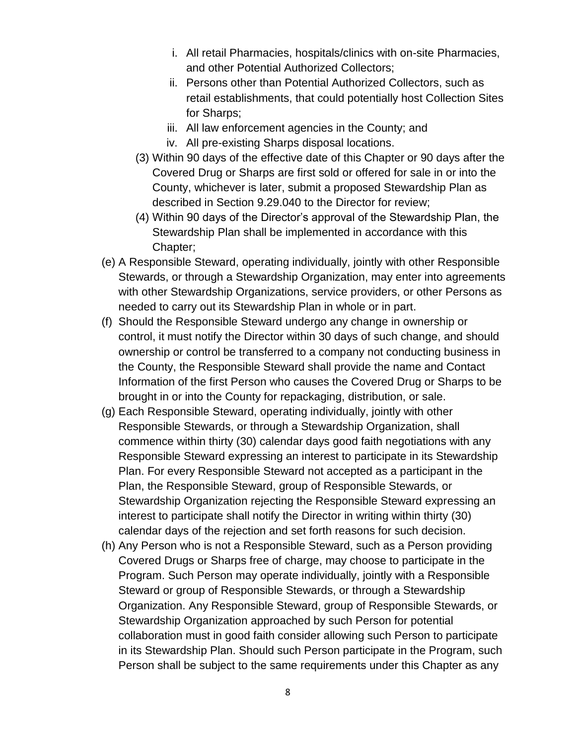i. All retail Pharmacies, hospitals/clinics with on-site Pharmacies, and other Potential Authorized Collectors;
ii. Persons other than Potential Authorized Collectors, such as retail establishments, that could potentially host Collection Sites for Sharps;
iii. All law enforcement agencies in the County; and
iv. All pre-existing Sharps disposal locations.

(3) Within 90 days of the effective date of this Chapter or 90 days after the Covered Drug or Sharps are first sold or offered for sale in or into the County, whichever is later, submit a proposed Stewardship Plan as described in Section 9.29.040 to the Director for review;

(4) Within 90 days of the Director's approval of the Stewardship Plan, the Stewardship Plan shall be implemented in accordance with this Chapter;

(e) A Responsible Steward, operating individually, jointly with other Responsible Stewards, or through a Stewardship Organization, may enter into agreements with other Stewardship Organizations, service providers, or other Persons as needed to carry out its Stewardship Plan in whole or in part.

(f) Should the Responsible Steward undergo any change in ownership or control, it must notify the Director within 30 days of such change, and should ownership or control be transferred to a company not conducting business in the County, the Responsible Steward shall provide the name and Contact Information of the first Person who causes the Covered Drug or Sharps to be brought in or into the County for repackaging, distribution, or sale.

(g) Each Responsible Steward, operating individually, jointly with other Responsible Stewards, or through a Stewardship Organization, shall commence within thirty (30) calendar days good faith negotiations with any Responsible Steward expressing an interest to participate in its Stewardship Plan. For every Responsible Steward not accepted as a participant in the Plan, the Responsible Steward, group of Responsible Stewards, or Stewardship Organization rejecting the Responsible Steward expressing an interest to participate shall notify the Director in writing within thirty (30) calendar days of the rejection and set forth reasons for such decision.

(h) Any Person who is not a Responsible Steward, such as a Person providing Covered Drugs or Sharps free of charge, may choose to participate in the Program. Such Person may operate individually, jointly with a Responsible Steward or group of Responsible Stewards, or through a Stewardship Organization. Any Responsible Steward, group of Responsible Stewards, or Stewardship Organization approached by such Person for potential collaboration must in good faith consider allowing such Person to participate in its Stewardship Plan. Should such Person participate in the Program, such Person shall be subject to the same requirements under this Chapter as any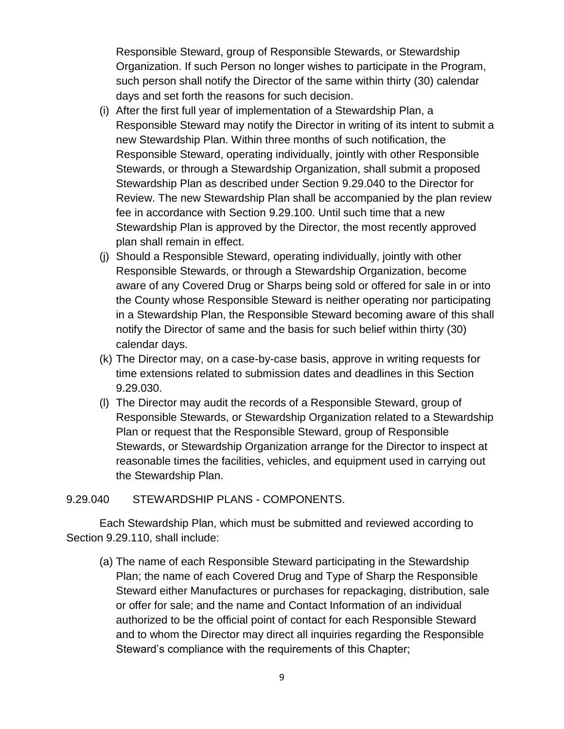Responsible Steward, group of Responsible Stewards, or Stewardship Organization. If such Person no longer wishes to participate in the Program, such person shall notify the Director of the same within thirty (30) calendar days and set forth the reasons for such decision.

(i) After the first full year of implementation of a Stewardship Plan, a Responsible Steward may notify the Director in writing of its intent to submit a new Stewardship Plan. Within three months of such notification, the Responsible Steward, operating individually, jointly with other Responsible Stewards, or through a Stewardship Organization, shall submit a proposed Stewardship Plan as described under Section 9.29.040 to the Director for Review. The new Stewardship Plan shall be accompanied by the plan review fee in accordance with Section 9.29.100. Until such time that a new Stewardship Plan is approved by the Director, the most recently approved plan shall remain in effect.

(j) Should a Responsible Steward, operating individually, jointly with other Responsible Stewards, or through a Stewardship Organization, become aware of any Covered Drug or Sharps being sold or offered for sale in or into the County whose Responsible Steward is neither operating nor participating in a Stewardship Plan, the Responsible Steward becoming aware of this shall notify the Director of same and the basis for such belief within thirty (30) calendar days.

(k) The Director may, on a case-by-case basis, approve in writing requests for time extensions related to submission dates and deadlines in this Section 9.29.030.

(l) The Director may audit the records of a Responsible Steward, group of Responsible Stewards, or Stewardship Organization related to a Stewardship Plan or request that the Responsible Steward, group of Responsible Stewards, or Stewardship Organization arrange for the Director to inspect at reasonable times the facilities, vehicles, and equipment used in carrying out the Stewardship Plan.

## 9.29.040 STEWARDSHIP PLANS - COMPONENTS.

Each Stewardship Plan, which must be submitted and reviewed according to Section 9.29.110, shall include:

(a) The name of each Responsible Steward participating in the Stewardship Plan; the name of each Covered Drug and Type of Sharp the Responsible Steward either Manufactures or purchases for repackaging, distribution, sale or offer for sale; and the name and Contact Information of an individual authorized to be the official point of contact for each Responsible Steward and to whom the Director may direct all inquiries regarding the Responsible Steward's compliance with the requirements of this Chapter;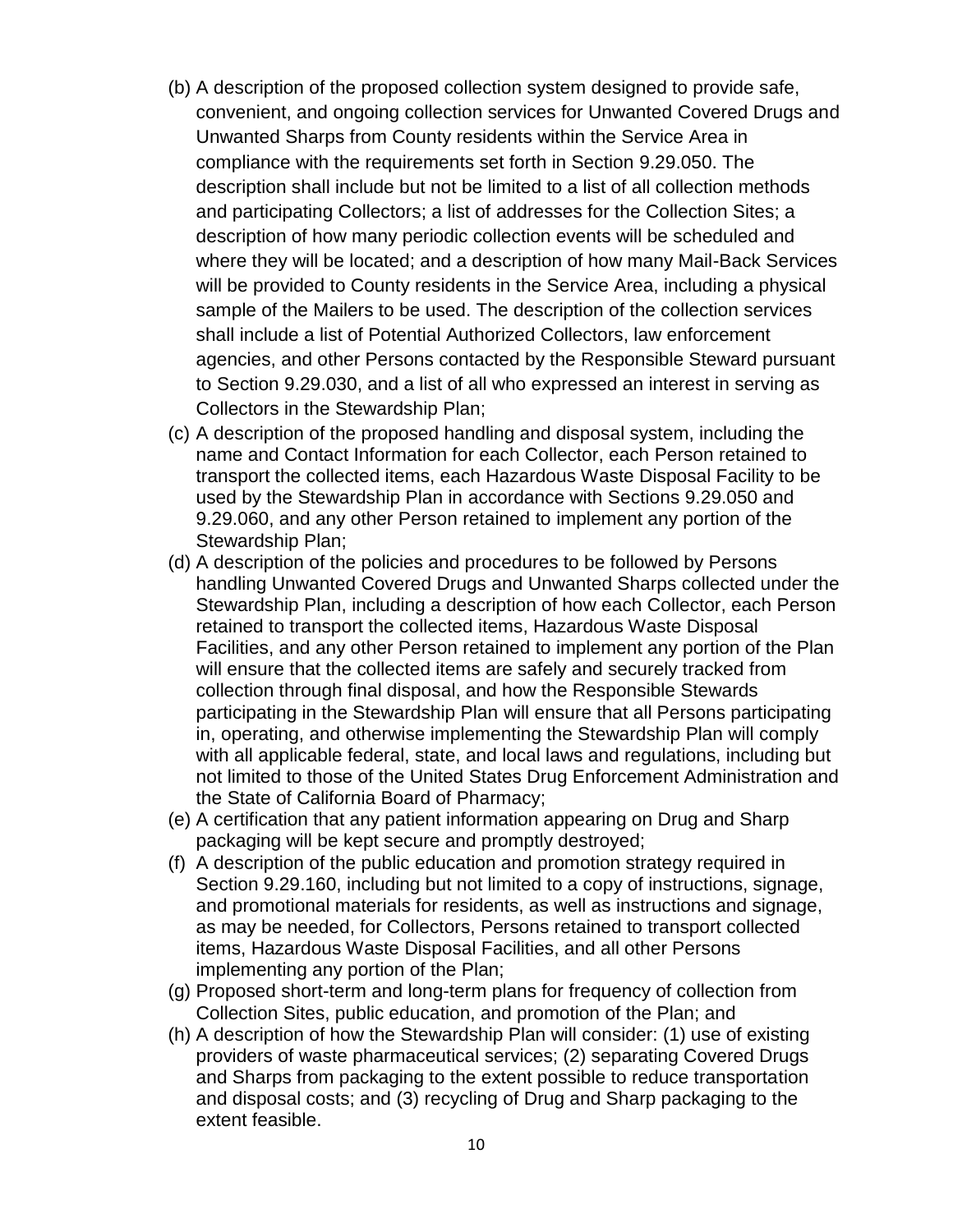(b) A description of the proposed collection system designed to provide safe, convenient, and ongoing collection services for Unwanted Covered Drugs and Unwanted Sharps from County residents within the Service Area in compliance with the requirements set forth in Section 9.29.050. The description shall include but not be limited to a list of all collection methods and participating Collectors; a list of addresses for the Collection Sites; a description of how many periodic collection events will be scheduled and where they will be located; and a description of how many Mail-Back Services will be provided to County residents in the Service Area, including a physical sample of the Mailers to be used. The description of the collection services shall include a list of Potential Authorized Collectors, law enforcement agencies, and other Persons contacted by the Responsible Steward pursuant to Section 9.29.030, and a list of all who expressed an interest in serving as Collectors in the Stewardship Plan;

(c) A description of the proposed handling and disposal system, including the name and Contact Information for each Collector, each Person retained to transport the collected items, each Hazardous Waste Disposal Facility to be used by the Stewardship Plan in accordance with Sections 9.29.050 and 9.29.060, and any other Person retained to implement any portion of the Stewardship Plan;

(d) A description of the policies and procedures to be followed by Persons handling Unwanted Covered Drugs and Unwanted Sharps collected under the Stewardship Plan, including a description of how each Collector, each Person retained to transport the collected items, Hazardous Waste Disposal Facilities, and any other Person retained to implement any portion of the Plan will ensure that the collected items are safely and securely tracked from collection through final disposal, and how the Responsible Stewards participating in the Stewardship Plan will ensure that all Persons participating in, operating, and otherwise implementing the Stewardship Plan will comply with all applicable federal, state, and local laws and regulations, including but not limited to those of the United States Drug Enforcement Administration and the State of California Board of Pharmacy;

(e) A certification that any patient information appearing on Drug and Sharp packaging will be kept secure and promptly destroyed;

(f) A description of the public education and promotion strategy required in Section 9.29.160, including but not limited to a copy of instructions, signage, and promotional materials for residents, as well as instructions and signage, as may be needed, for Collectors, Persons retained to transport collected items, Hazardous Waste Disposal Facilities, and all other Persons implementing any portion of the Plan;

(g) Proposed short-term and long-term plans for frequency of collection from Collection Sites, public education, and promotion of the Plan; and

(h) A description of how the Stewardship Plan will consider: (1) use of existing providers of waste pharmaceutical services; (2) separating Covered Drugs and Sharps from packaging to the extent possible to reduce transportation and disposal costs; and (3) recycling of Drug and Sharp packaging to the extent feasible.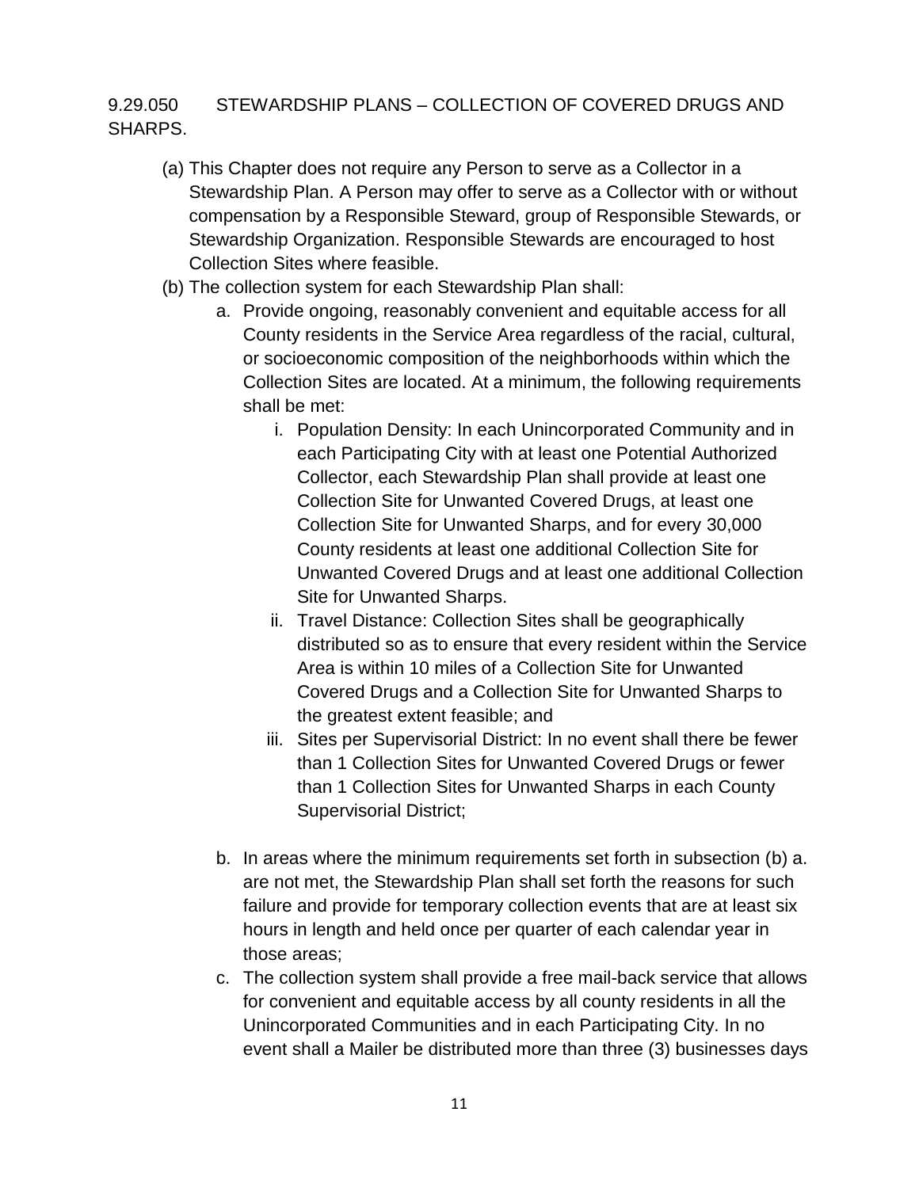9.29.050 STEWARDSHIP PLANS – COLLECTION OF COVERED DRUGS AND SHARPS.

(a) This Chapter does not require any Person to serve as a Collector in a Stewardship Plan. A Person may offer to serve as a Collector with or without compensation by a Responsible Steward, group of Responsible Stewards, or Stewardship Organization. Responsible Stewards are encouraged to host Collection Sites where feasible.

(b) The collection system for each Stewardship Plan shall:

  a. Provide ongoing, reasonably convenient and equitable access for all County residents in the Service Area regardless of the racial, cultural, or socioeconomic composition of the neighborhoods within which the Collection Sites are located. At a minimum, the following requirements shall be met:

    i. Population Density: In each Unincorporated Community and in each Participating City with at least one Potential Authorized Collector, each Stewardship Plan shall provide at least one Collection Site for Unwanted Covered Drugs, at least one Collection Site for Unwanted Sharps, and for every 30,000 County residents at least one additional Collection Site for Unwanted Covered Drugs and at least one additional Collection Site for Unwanted Sharps.

    ii. Travel Distance: Collection Sites shall be geographically distributed so as to ensure that every resident within the Service Area is within 10 miles of a Collection Site for Unwanted Covered Drugs and a Collection Site for Unwanted Sharps to the greatest extent feasible; and

    iii. Sites per Supervisorial District: In no event shall there be fewer than 1 Collection Sites for Unwanted Covered Drugs or fewer than 1 Collection Sites for Unwanted Sharps in each County Supervisorial District;

  b. In areas where the minimum requirements set forth in subsection (b) a. are not met, the Stewardship Plan shall set forth the reasons for such failure and provide for temporary collection events that are at least six hours in length and held once per quarter of each calendar year in those areas;

  c. The collection system shall provide a free mail-back service that allows for convenient and equitable access by all county residents in all the Unincorporated Communities and in each Participating City. In no event shall a Mailer be distributed more than three (3) businesses days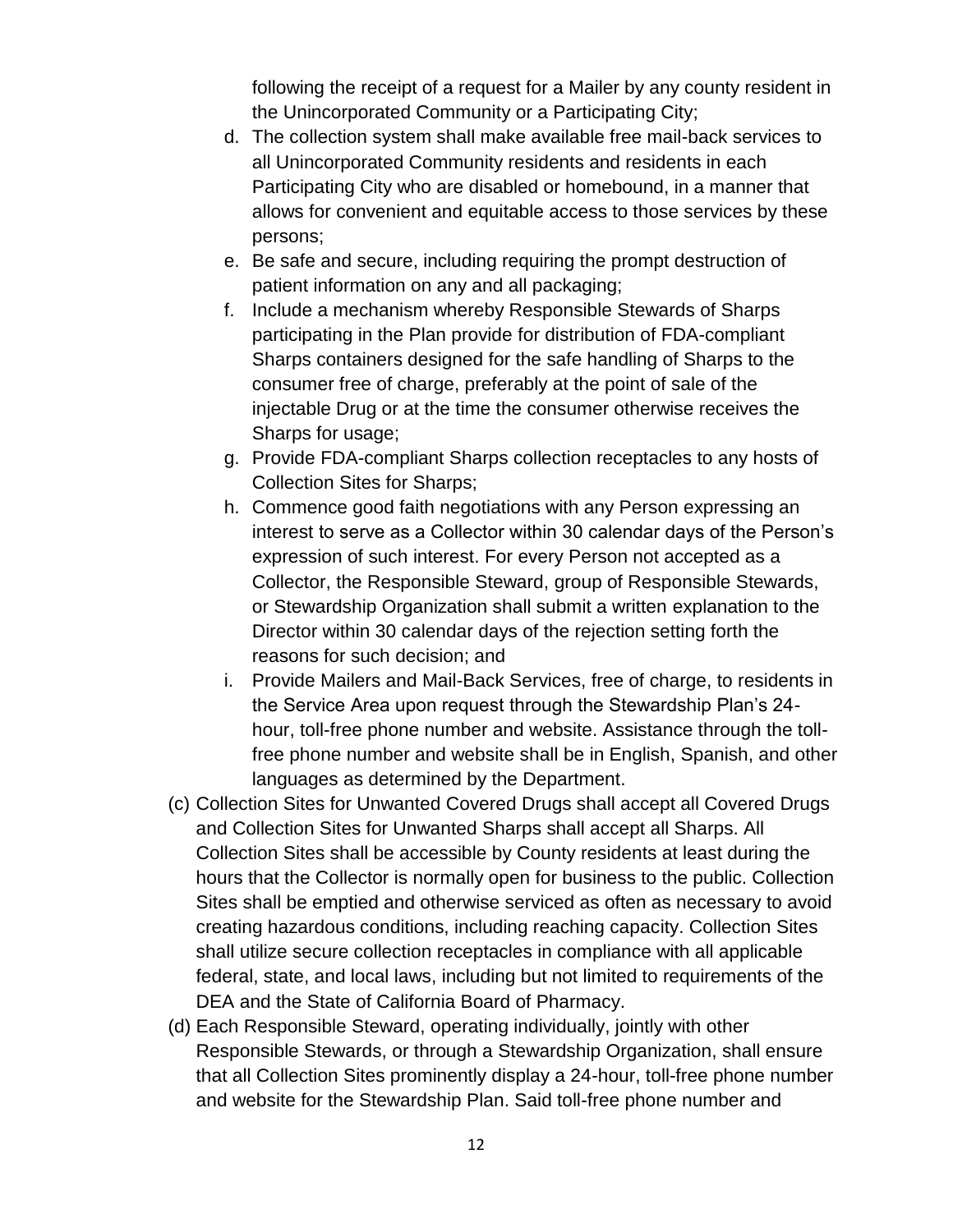following the receipt of a request for a Mailer by any county resident in the Unincorporated Community or a Participating City;

d. The collection system shall make available free mail-back services to all Unincorporated Community residents and residents in each Participating City who are disabled or homebound, in a manner that allows for convenient and equitable access to those services by these persons;
e. Be safe and secure, including requiring the prompt destruction of patient information on any and all packaging;
f. Include a mechanism whereby Responsible Stewards of Sharps participating in the Plan provide for distribution of FDA-compliant Sharps containers designed for the safe handling of Sharps to the consumer free of charge, preferably at the point of sale of the injectable Drug or at the time the consumer otherwise receives the Sharps for usage;
g. Provide FDA-compliant Sharps collection receptacles to any hosts of Collection Sites for Sharps;
h. Commence good faith negotiations with any Person expressing an interest to serve as a Collector within 30 calendar days of the Person's expression of such interest. For every Person not accepted as a Collector, the Responsible Steward, group of Responsible Stewards, or Stewardship Organization shall submit a written explanation to the Director within 30 calendar days of the rejection setting forth the reasons for such decision; and
i. Provide Mailers and Mail-Back Services, free of charge, to residents in the Service Area upon request through the Stewardship Plan's 24-hour, toll-free phone number and website. Assistance through the toll-free phone number and website shall be in English, Spanish, and other languages as determined by the Department.

(c) Collection Sites for Unwanted Covered Drugs shall accept all Covered Drugs and Collection Sites for Unwanted Sharps shall accept all Sharps. All Collection Sites shall be accessible by County residents at least during the hours that the Collector is normally open for business to the public. Collection Sites shall be emptied and otherwise serviced as often as necessary to avoid creating hazardous conditions, including reaching capacity. Collection Sites shall utilize secure collection receptacles in compliance with all applicable federal, state, and local laws, including but not limited to requirements of the DEA and the State of California Board of Pharmacy.

(d) Each Responsible Steward, operating individually, jointly with other Responsible Stewards, or through a Stewardship Organization, shall ensure that all Collection Sites prominently display a 24-hour, toll-free phone number and website for the Stewardship Plan. Said toll-free phone number and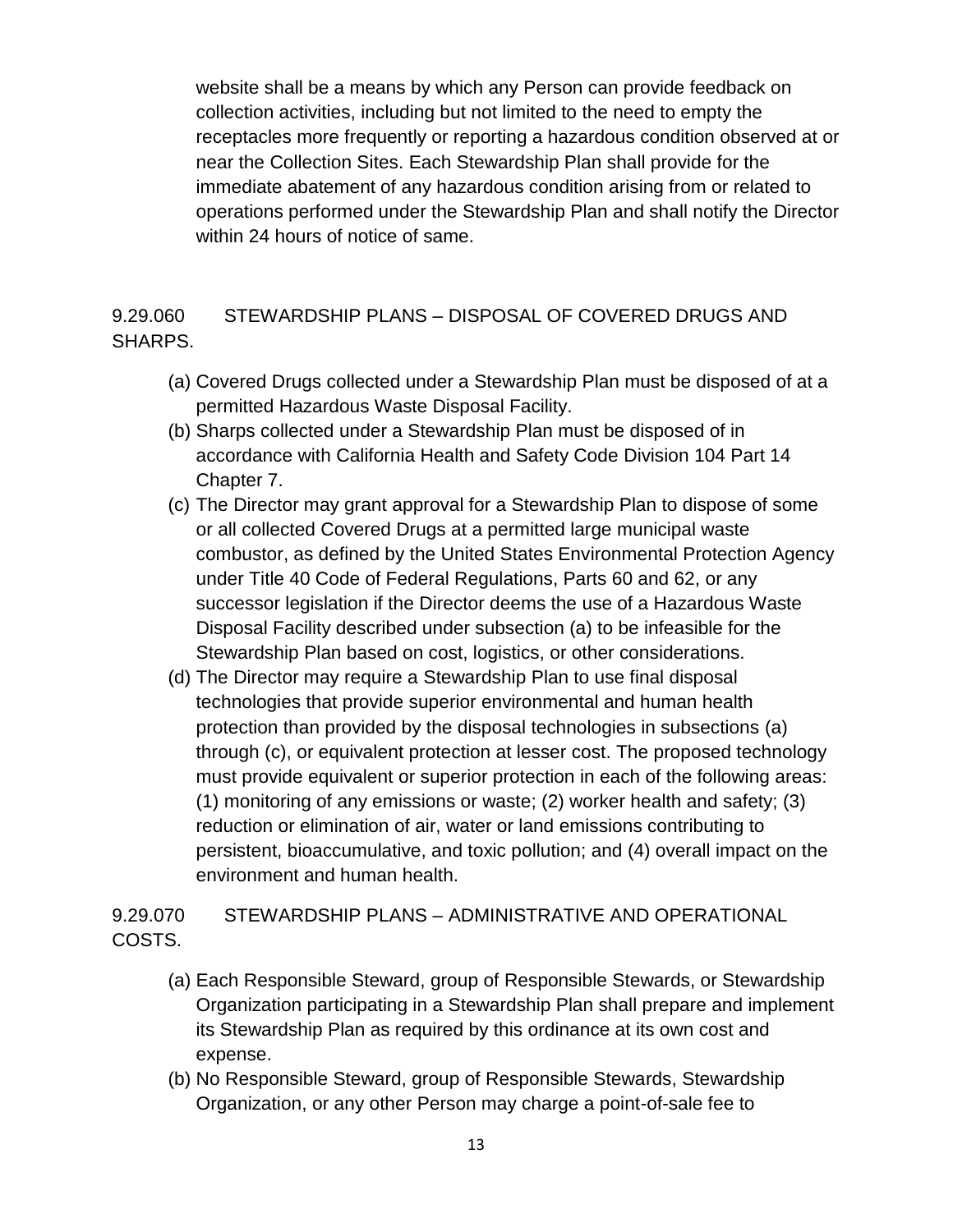website shall be a means by which any Person can provide feedback on collection activities, including but not limited to the need to empty the receptacles more frequently or reporting a hazardous condition observed at or near the Collection Sites. Each Stewardship Plan shall provide for the immediate abatement of any hazardous condition arising from or related to operations performed under the Stewardship Plan and shall notify the Director within 24 hours of notice of same.

## 9.29.060 STEWARDSHIP PLANS – DISPOSAL OF COVERED DRUGS AND SHARPS.

(a) Covered Drugs collected under a Stewardship Plan must be disposed of at a permitted Hazardous Waste Disposal Facility.

(b) Sharps collected under a Stewardship Plan must be disposed of in accordance with California Health and Safety Code Division 104 Part 14 Chapter 7.

(c) The Director may grant approval for a Stewardship Plan to dispose of some or all collected Covered Drugs at a permitted large municipal waste combustor, as defined by the United States Environmental Protection Agency under Title 40 Code of Federal Regulations, Parts 60 and 62, or any successor legislation if the Director deems the use of a Hazardous Waste Disposal Facility described under subsection (a) to be infeasible for the Stewardship Plan based on cost, logistics, or other considerations.

(d) The Director may require a Stewardship Plan to use final disposal technologies that provide superior environmental and human health protection than provided by the disposal technologies in subsections (a) through (c), or equivalent protection at lesser cost. The proposed technology must provide equivalent or superior protection in each of the following areas: (1) monitoring of any emissions or waste; (2) worker health and safety; (3) reduction or elimination of air, water or land emissions contributing to persistent, bioaccumulative, and toxic pollution; and (4) overall impact on the environment and human health.

## 9.29.070 STEWARDSHIP PLANS – ADMINISTRATIVE AND OPERATIONAL COSTS.

(a) Each Responsible Steward, group of Responsible Stewards, or Stewardship Organization participating in a Stewardship Plan shall prepare and implement its Stewardship Plan as required by this ordinance at its own cost and expense.

(b) No Responsible Steward, group of Responsible Stewards, Stewardship Organization, or any other Person may charge a point-of-sale fee to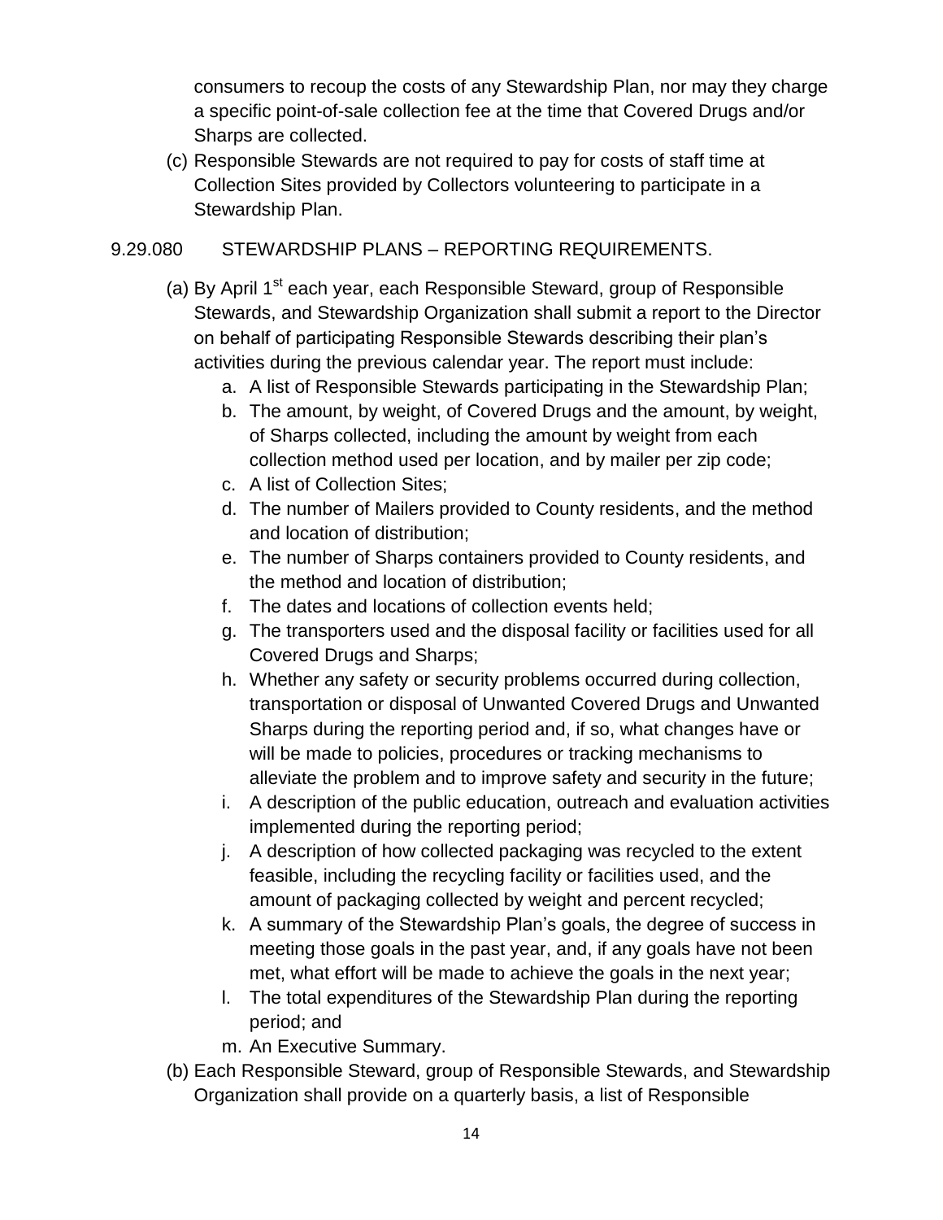consumers to recoup the costs of any Stewardship Plan, nor may they charge a specific point-of-sale collection fee at the time that Covered Drugs and/or Sharps are collected.

(c) Responsible Stewards are not required to pay for costs of staff time at Collection Sites provided by Collectors volunteering to participate in a Stewardship Plan.

9.29.080 STEWARDSHIP PLANS – REPORTING REQUIREMENTS.

(a) By April 1st each year, each Responsible Steward, group of Responsible Stewards, and Stewardship Organization shall submit a report to the Director on behalf of participating Responsible Stewards describing their plan's activities during the previous calendar year. The report must include:

  a. A list of Responsible Stewards participating in the Stewardship Plan;
  b. The amount, by weight, of Covered Drugs and the amount, by weight, of Sharps collected, including the amount by weight from each collection method used per location, and by mailer per zip code;
  c. A list of Collection Sites;
  d. The number of Mailers provided to County residents, and the method and location of distribution;
  e. The number of Sharps containers provided to County residents, and the method and location of distribution;
  f. The dates and locations of collection events held;
  g. The transporters used and the disposal facility or facilities used for all Covered Drugs and Sharps;
  h. Whether any safety or security problems occurred during collection, transportation or disposal of Unwanted Covered Drugs and Unwanted Sharps during the reporting period and, if so, what changes have or will be made to policies, procedures or tracking mechanisms to alleviate the problem and to improve safety and security in the future;
  i. A description of the public education, outreach and evaluation activities implemented during the reporting period;
  j. A description of how collected packaging was recycled to the extent feasible, including the recycling facility or facilities used, and the amount of packaging collected by weight and percent recycled;
  k. A summary of the Stewardship Plan's goals, the degree of success in meeting those goals in the past year, and, if any goals have not been met, what effort will be made to achieve the goals in the next year;
  l. The total expenditures of the Stewardship Plan during the reporting period; and
  m. An Executive Summary.

(b) Each Responsible Steward, group of Responsible Stewards, and Stewardship Organization shall provide on a quarterly basis, a list of Responsible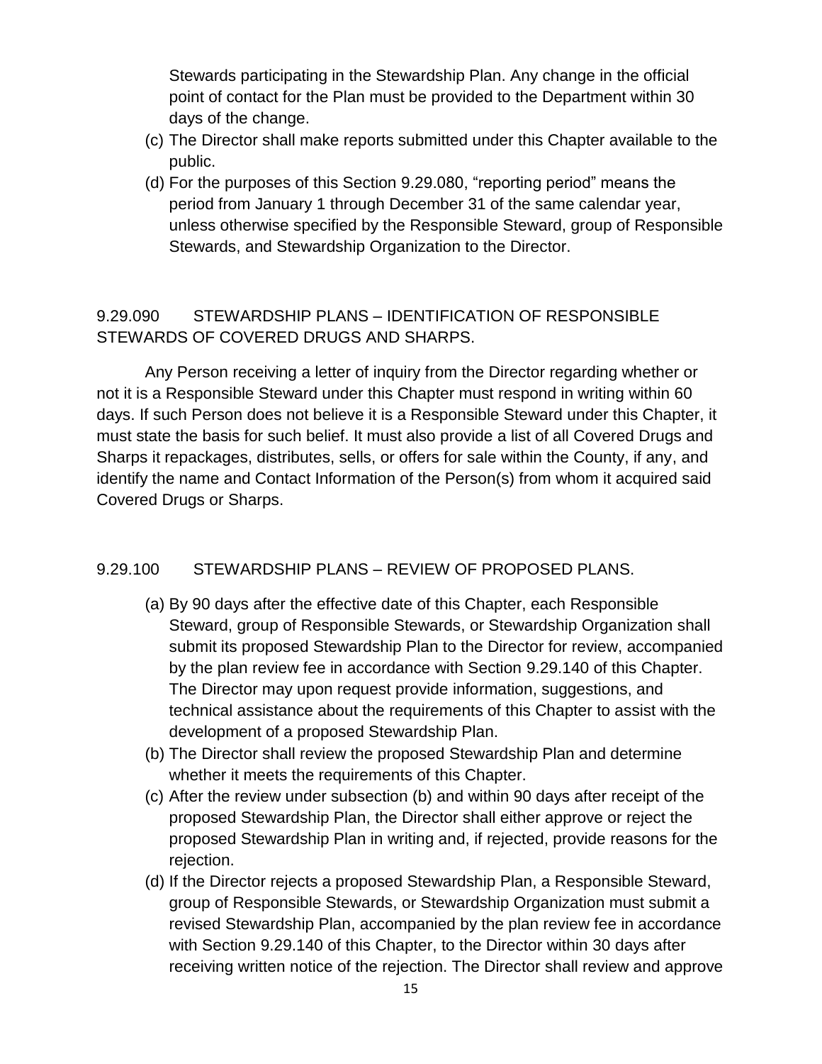Stewards participating in the Stewardship Plan. Any change in the official point of contact for the Plan must be provided to the Department within 30 days of the change.

(c) The Director shall make reports submitted under this Chapter available to the public.

(d) For the purposes of this Section 9.29.080, "reporting period" means the period from January 1 through December 31 of the same calendar year, unless otherwise specified by the Responsible Steward, group of Responsible Stewards, and Stewardship Organization to the Director.

## 9.29.090 STEWARDSHIP PLANS – IDENTIFICATION OF RESPONSIBLE STEWARDS OF COVERED DRUGS AND SHARPS.

Any Person receiving a letter of inquiry from the Director regarding whether or not it is a Responsible Steward under this Chapter must respond in writing within 60 days. If such Person does not believe it is a Responsible Steward under this Chapter, it must state the basis for such belief. It must also provide a list of all Covered Drugs and Sharps it repackages, distributes, sells, or offers for sale within the County, if any, and identify the name and Contact Information of the Person(s) from whom it acquired said Covered Drugs or Sharps.

## 9.29.100 STEWARDSHIP PLANS – REVIEW OF PROPOSED PLANS.

(a) By 90 days after the effective date of this Chapter, each Responsible Steward, group of Responsible Stewards, or Stewardship Organization shall submit its proposed Stewardship Plan to the Director for review, accompanied by the plan review fee in accordance with Section 9.29.140 of this Chapter. The Director may upon request provide information, suggestions, and technical assistance about the requirements of this Chapter to assist with the development of a proposed Stewardship Plan.

(b) The Director shall review the proposed Stewardship Plan and determine whether it meets the requirements of this Chapter.

(c) After the review under subsection (b) and within 90 days after receipt of the proposed Stewardship Plan, the Director shall either approve or reject the proposed Stewardship Plan in writing and, if rejected, provide reasons for the rejection.

(d) If the Director rejects a proposed Stewardship Plan, a Responsible Steward, group of Responsible Stewards, or Stewardship Organization must submit a revised Stewardship Plan, accompanied by the plan review fee in accordance with Section 9.29.140 of this Chapter, to the Director within 30 days after receiving written notice of the rejection. The Director shall review and approve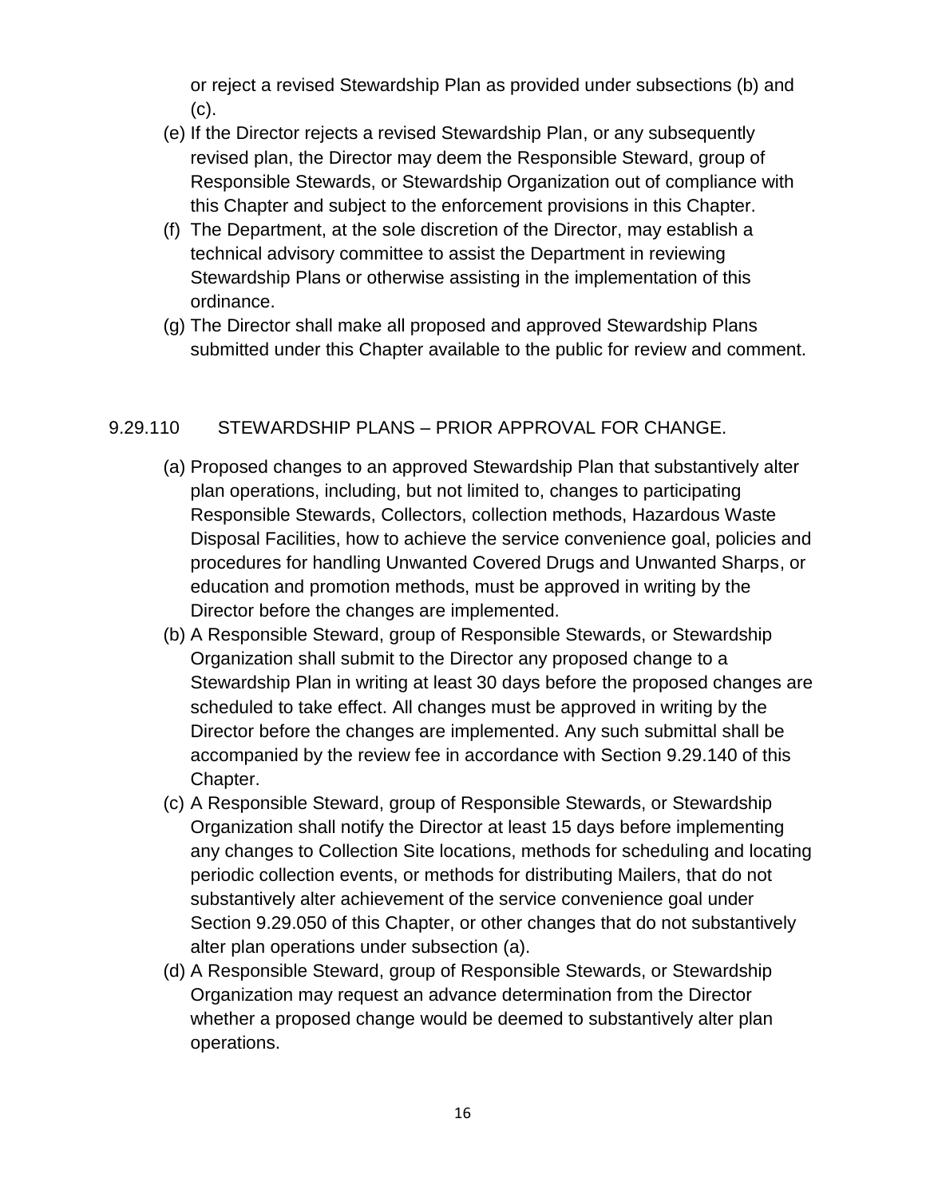or reject a revised Stewardship Plan as provided under subsections (b) and (c).

(e) If the Director rejects a revised Stewardship Plan, or any subsequently revised plan, the Director may deem the Responsible Steward, group of Responsible Stewards, or Stewardship Organization out of compliance with this Chapter and subject to the enforcement provisions in this Chapter.

(f) The Department, at the sole discretion of the Director, may establish a technical advisory committee to assist the Department in reviewing Stewardship Plans or otherwise assisting in the implementation of this ordinance.

(g) The Director shall make all proposed and approved Stewardship Plans submitted under this Chapter available to the public for review and comment.

## 9.29.110 STEWARDSHIP PLANS – PRIOR APPROVAL FOR CHANGE.

(a) Proposed changes to an approved Stewardship Plan that substantively alter plan operations, including, but not limited to, changes to participating Responsible Stewards, Collectors, collection methods, Hazardous Waste Disposal Facilities, how to achieve the service convenience goal, policies and procedures for handling Unwanted Covered Drugs and Unwanted Sharps, or education and promotion methods, must be approved in writing by the Director before the changes are implemented.

(b) A Responsible Steward, group of Responsible Stewards, or Stewardship Organization shall submit to the Director any proposed change to a Stewardship Plan in writing at least 30 days before the proposed changes are scheduled to take effect. All changes must be approved in writing by the Director before the changes are implemented. Any such submittal shall be accompanied by the review fee in accordance with Section 9.29.140 of this Chapter.

(c) A Responsible Steward, group of Responsible Stewards, or Stewardship Organization shall notify the Director at least 15 days before implementing any changes to Collection Site locations, methods for scheduling and locating periodic collection events, or methods for distributing Mailers, that do not substantively alter achievement of the service convenience goal under Section 9.29.050 of this Chapter, or other changes that do not substantively alter plan operations under subsection (a).

(d) A Responsible Steward, group of Responsible Stewards, or Stewardship Organization may request an advance determination from the Director whether a proposed change would be deemed to substantively alter plan operations.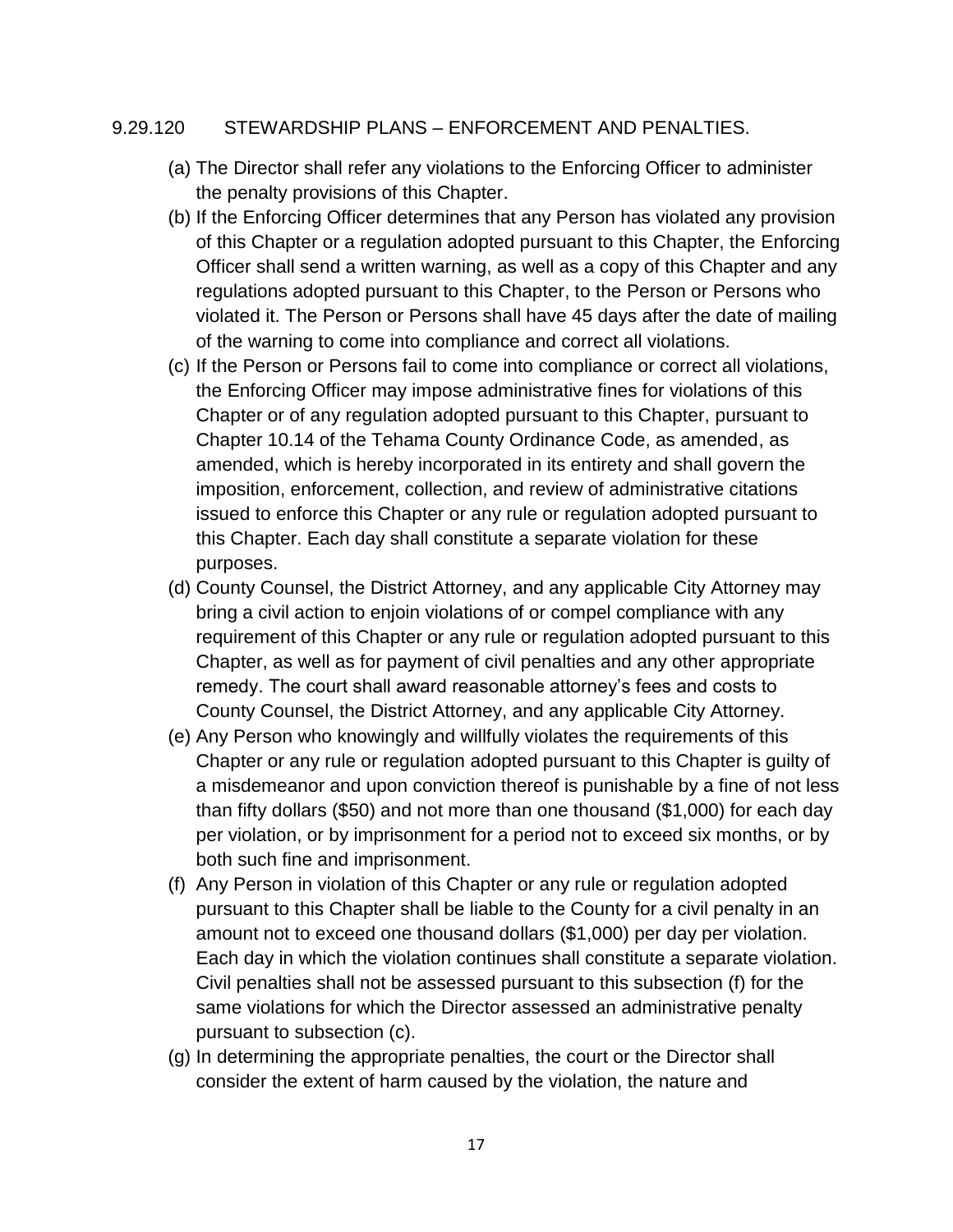## 9.29.120 STEWARDSHIP PLANS – ENFORCEMENT AND PENALTIES.

(a) The Director shall refer any violations to the Enforcing Officer to administer the penalty provisions of this Chapter.

(b) If the Enforcing Officer determines that any Person has violated any provision of this Chapter or a regulation adopted pursuant to this Chapter, the Enforcing Officer shall send a written warning, as well as a copy of this Chapter and any regulations adopted pursuant to this Chapter, to the Person or Persons who violated it. The Person or Persons shall have 45 days after the date of mailing of the warning to come into compliance and correct all violations.

(c) If the Person or Persons fail to come into compliance or correct all violations, the Enforcing Officer may impose administrative fines for violations of this Chapter or of any regulation adopted pursuant to this Chapter, pursuant to Chapter 10.14 of the Tehama County Ordinance Code, as amended, as amended, which is hereby incorporated in its entirety and shall govern the imposition, enforcement, collection, and review of administrative citations issued to enforce this Chapter or any rule or regulation adopted pursuant to this Chapter. Each day shall constitute a separate violation for these purposes.

(d) County Counsel, the District Attorney, and any applicable City Attorney may bring a civil action to enjoin violations of or compel compliance with any requirement of this Chapter or any rule or regulation adopted pursuant to this Chapter, as well as for payment of civil penalties and any other appropriate remedy. The court shall award reasonable attorney's fees and costs to County Counsel, the District Attorney, and any applicable City Attorney.

(e) Any Person who knowingly and willfully violates the requirements of this Chapter or any rule or regulation adopted pursuant to this Chapter is guilty of a misdemeanor and upon conviction thereof is punishable by a fine of not less than fifty dollars ($50) and not more than one thousand ($1,000) for each day per violation, or by imprisonment for a period not to exceed six months, or by both such fine and imprisonment.

(f) Any Person in violation of this Chapter or any rule or regulation adopted pursuant to this Chapter shall be liable to the County for a civil penalty in an amount not to exceed one thousand dollars ($1,000) per day per violation. Each day in which the violation continues shall constitute a separate violation. Civil penalties shall not be assessed pursuant to this subsection (f) for the same violations for which the Director assessed an administrative penalty pursuant to subsection (c).

(g) In determining the appropriate penalties, the court or the Director shall consider the extent of harm caused by the violation, the nature and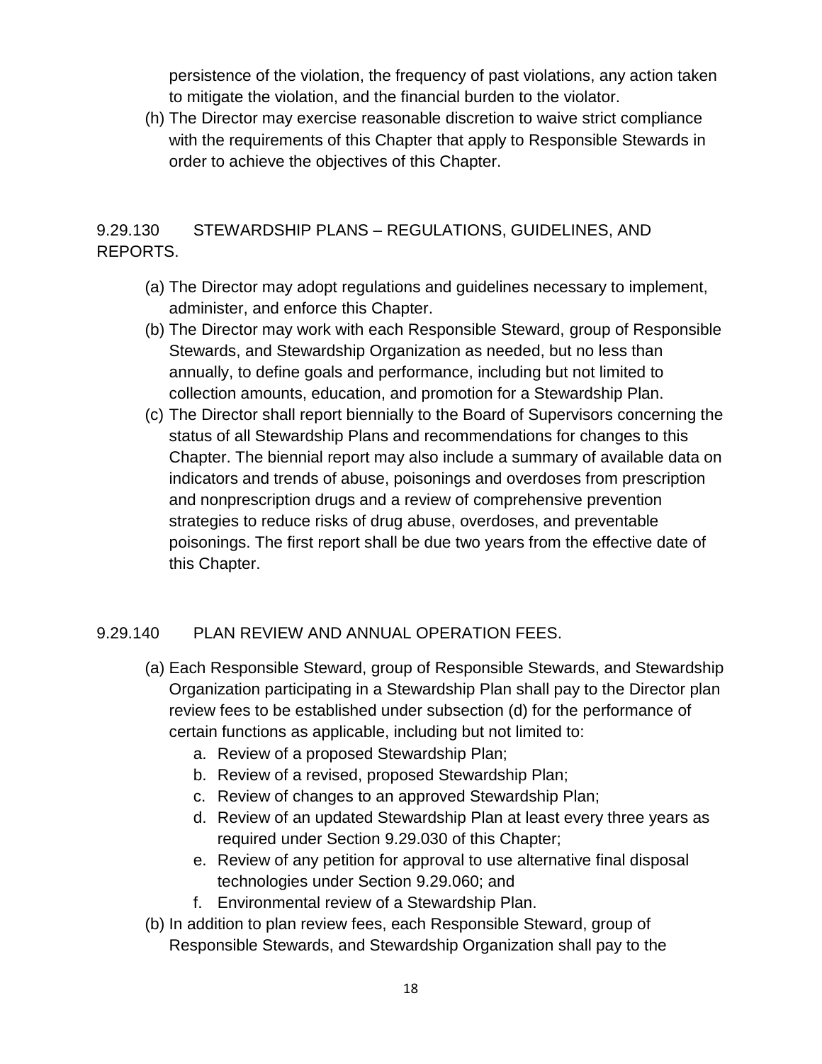persistence of the violation, the frequency of past violations, any action taken to mitigate the violation, and the financial burden to the violator.

(h) The Director may exercise reasonable discretion to waive strict compliance with the requirements of this Chapter that apply to Responsible Stewards in order to achieve the objectives of this Chapter.

### 9.29.130 STEWARDSHIP PLANS – REGULATIONS, GUIDELINES, AND REPORTS.

(a) The Director may adopt regulations and guidelines necessary to implement, administer, and enforce this Chapter.

(b) The Director may work with each Responsible Steward, group of Responsible Stewards, and Stewardship Organization as needed, but no less than annually, to define goals and performance, including but not limited to collection amounts, education, and promotion for a Stewardship Plan.

(c) The Director shall report biennially to the Board of Supervisors concerning the status of all Stewardship Plans and recommendations for changes to this Chapter. The biennial report may also include a summary of available data on indicators and trends of abuse, poisonings and overdoses from prescription and nonprescription drugs and a review of comprehensive prevention strategies to reduce risks of drug abuse, overdoses, and preventable poisonings. The first report shall be due two years from the effective date of this Chapter.

### 9.29.140 PLAN REVIEW AND ANNUAL OPERATION FEES.

(a) Each Responsible Steward, group of Responsible Stewards, and Stewardship Organization participating in a Stewardship Plan shall pay to the Director plan review fees to be established under subsection (d) for the performance of certain functions as applicable, including but not limited to:

   a. Review of a proposed Stewardship Plan;
   b. Review of a revised, proposed Stewardship Plan;
   c. Review of changes to an approved Stewardship Plan;
   d. Review of an updated Stewardship Plan at least every three years as required under Section 9.29.030 of this Chapter;
   e. Review of any petition for approval to use alternative final disposal technologies under Section 9.29.060; and
   f. Environmental review of a Stewardship Plan.

(b) In addition to plan review fees, each Responsible Steward, group of Responsible Stewards, and Stewardship Organization shall pay to the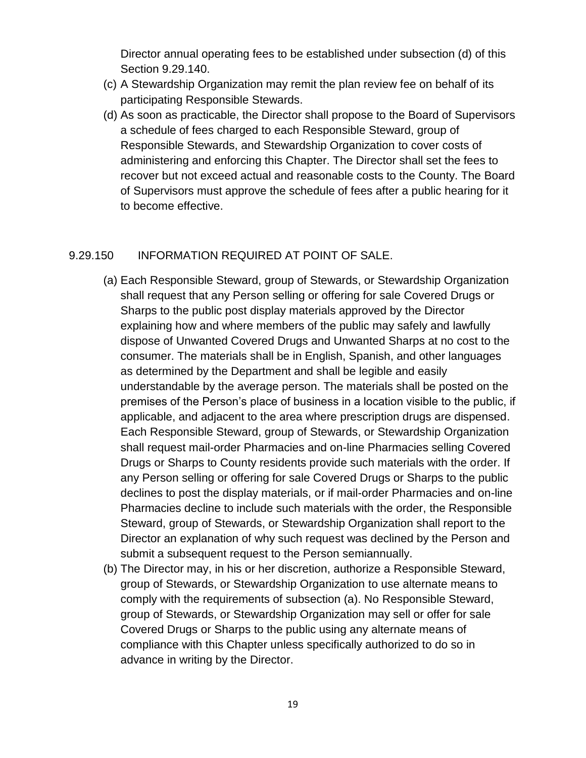Director annual operating fees to be established under subsection (d) of this Section 9.29.140.

(c) A Stewardship Organization may remit the plan review fee on behalf of its participating Responsible Stewards.

(d) As soon as practicable, the Director shall propose to the Board of Supervisors a schedule of fees charged to each Responsible Steward, group of Responsible Stewards, and Stewardship Organization to cover costs of administering and enforcing this Chapter. The Director shall set the fees to recover but not exceed actual and reasonable costs to the County. The Board of Supervisors must approve the schedule of fees after a public hearing for it to become effective.

## 9.29.150 INFORMATION REQUIRED AT POINT OF SALE.

(a) Each Responsible Steward, group of Stewards, or Stewardship Organization shall request that any Person selling or offering for sale Covered Drugs or Sharps to the public post display materials approved by the Director explaining how and where members of the public may safely and lawfully dispose of Unwanted Covered Drugs and Unwanted Sharps at no cost to the consumer. The materials shall be in English, Spanish, and other languages as determined by the Department and shall be legible and easily understandable by the average person. The materials shall be posted on the premises of the Person's place of business in a location visible to the public, if applicable, and adjacent to the area where prescription drugs are dispensed. Each Responsible Steward, group of Stewards, or Stewardship Organization shall request mail-order Pharmacies and on-line Pharmacies selling Covered Drugs or Sharps to County residents provide such materials with the order. If any Person selling or offering for sale Covered Drugs or Sharps to the public declines to post the display materials, or if mail-order Pharmacies and on-line Pharmacies decline to include such materials with the order, the Responsible Steward, group of Stewards, or Stewardship Organization shall report to the Director an explanation of why such request was declined by the Person and submit a subsequent request to the Person semiannually.

(b) The Director may, in his or her discretion, authorize a Responsible Steward, group of Stewards, or Stewardship Organization to use alternate means to comply with the requirements of subsection (a). No Responsible Steward, group of Stewards, or Stewardship Organization may sell or offer for sale Covered Drugs or Sharps to the public using any alternate means of compliance with this Chapter unless specifically authorized to do so in advance in writing by the Director.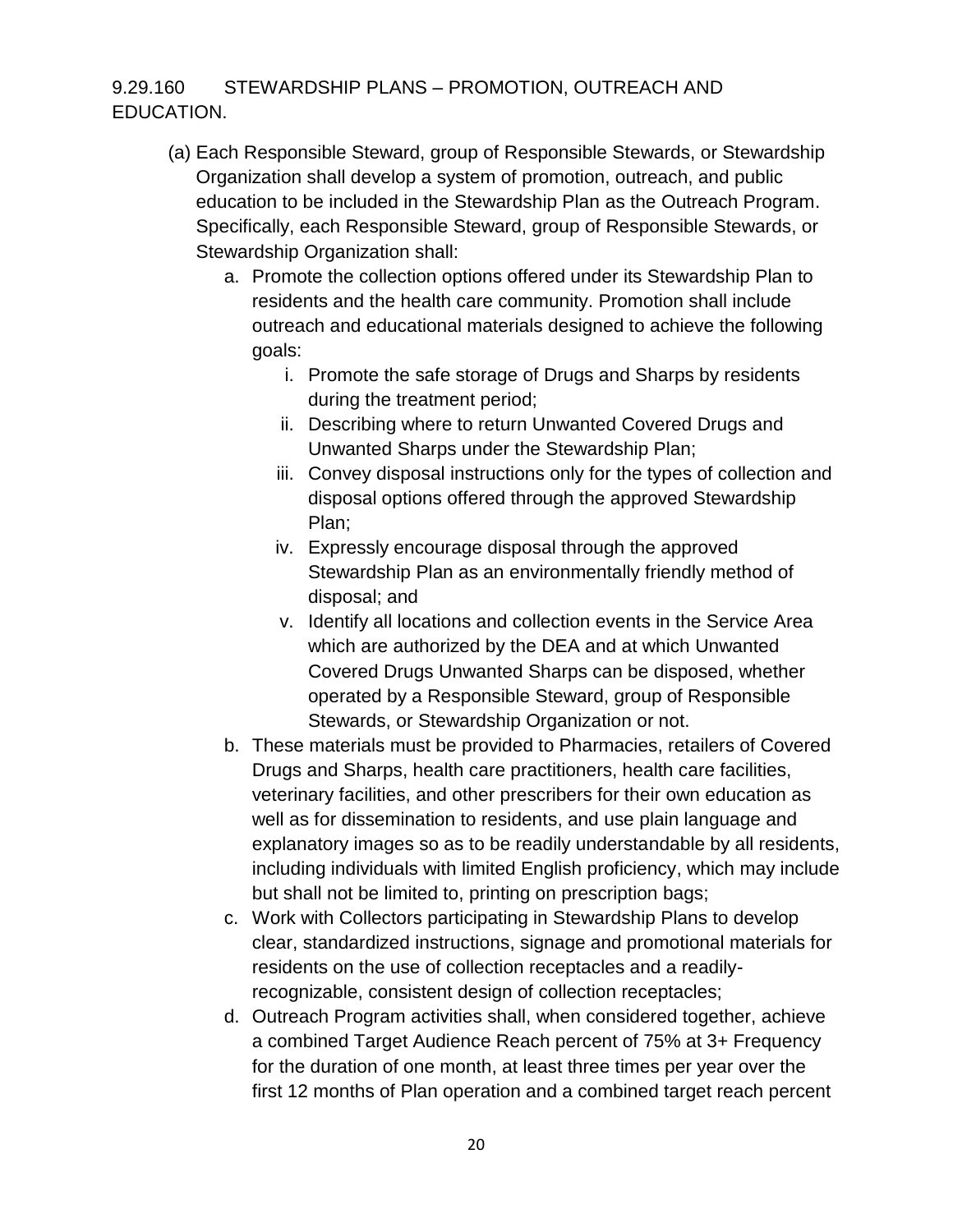9.29.160 STEWARDSHIP PLANS – PROMOTION, OUTREACH AND EDUCATION.

(a) Each Responsible Steward, group of Responsible Stewards, or Stewardship Organization shall develop a system of promotion, outreach, and public education to be included in the Stewardship Plan as the Outreach Program. Specifically, each Responsible Steward, group of Responsible Stewards, or Stewardship Organization shall:

  a. Promote the collection options offered under its Stewardship Plan to residents and the health care community. Promotion shall include outreach and educational materials designed to achieve the following goals:

     i. Promote the safe storage of Drugs and Sharps by residents during the treatment period;

     ii. Describing where to return Unwanted Covered Drugs and Unwanted Sharps under the Stewardship Plan;

     iii. Convey disposal instructions only for the types of collection and disposal options offered through the approved Stewardship Plan;

     iv. Expressly encourage disposal through the approved Stewardship Plan as an environmentally friendly method of disposal; and

     v. Identify all locations and collection events in the Service Area which are authorized by the DEA and at which Unwanted Covered Drugs Unwanted Sharps can be disposed, whether operated by a Responsible Steward, group of Responsible Stewards, or Stewardship Organization or not.

  b. These materials must be provided to Pharmacies, retailers of Covered Drugs and Sharps, health care practitioners, health care facilities, veterinary facilities, and other prescribers for their own education as well as for dissemination to residents, and use plain language and explanatory images so as to be readily understandable by all residents, including individuals with limited English proficiency, which may include but shall not be limited to, printing on prescription bags;

  c. Work with Collectors participating in Stewardship Plans to develop clear, standardized instructions, signage and promotional materials for residents on the use of collection receptacles and a readily-recognizable, consistent design of collection receptacles;

  d. Outreach Program activities shall, when considered together, achieve a combined Target Audience Reach percent of 75% at 3+ Frequency for the duration of one month, at least three times per year over the first 12 months of Plan operation and a combined target reach percent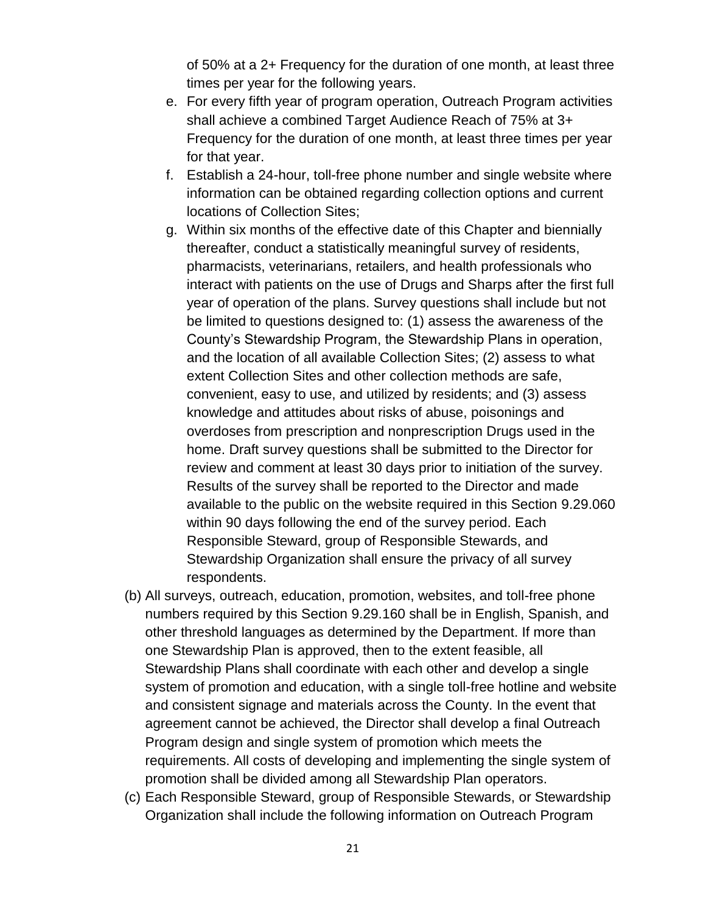of 50% at a 2+ Frequency for the duration of one month, at least three times per year for the following years.

e. For every fifth year of program operation, Outreach Program activities shall achieve a combined Target Audience Reach of 75% at 3+ Frequency for the duration of one month, at least three times per year for that year.

f. Establish a 24-hour, toll-free phone number and single website where information can be obtained regarding collection options and current locations of Collection Sites;

g. Within six months of the effective date of this Chapter and biennially thereafter, conduct a statistically meaningful survey of residents, pharmacists, veterinarians, retailers, and health professionals who interact with patients on the use of Drugs and Sharps after the first full year of operation of the plans. Survey questions shall include but not be limited to questions designed to: (1) assess the awareness of the County's Stewardship Program, the Stewardship Plans in operation, and the location of all available Collection Sites; (2) assess to what extent Collection Sites and other collection methods are safe, convenient, easy to use, and utilized by residents; and (3) assess knowledge and attitudes about risks of abuse, poisonings and overdoses from prescription and nonprescription Drugs used in the home. Draft survey questions shall be submitted to the Director for review and comment at least 30 days prior to initiation of the survey. Results of the survey shall be reported to the Director and made available to the public on the website required in this Section 9.29.060 within 90 days following the end of the survey period. Each Responsible Steward, group of Responsible Stewards, and Stewardship Organization shall ensure the privacy of all survey respondents.

(b) All surveys, outreach, education, promotion, websites, and toll-free phone numbers required by this Section 9.29.160 shall be in English, Spanish, and other threshold languages as determined by the Department. If more than one Stewardship Plan is approved, then to the extent feasible, all Stewardship Plans shall coordinate with each other and develop a single system of promotion and education, with a single toll-free hotline and website and consistent signage and materials across the County. In the event that agreement cannot be achieved, the Director shall develop a final Outreach Program design and single system of promotion which meets the requirements. All costs of developing and implementing the single system of promotion shall be divided among all Stewardship Plan operators.

(c) Each Responsible Steward, group of Responsible Stewards, or Stewardship Organization shall include the following information on Outreach Program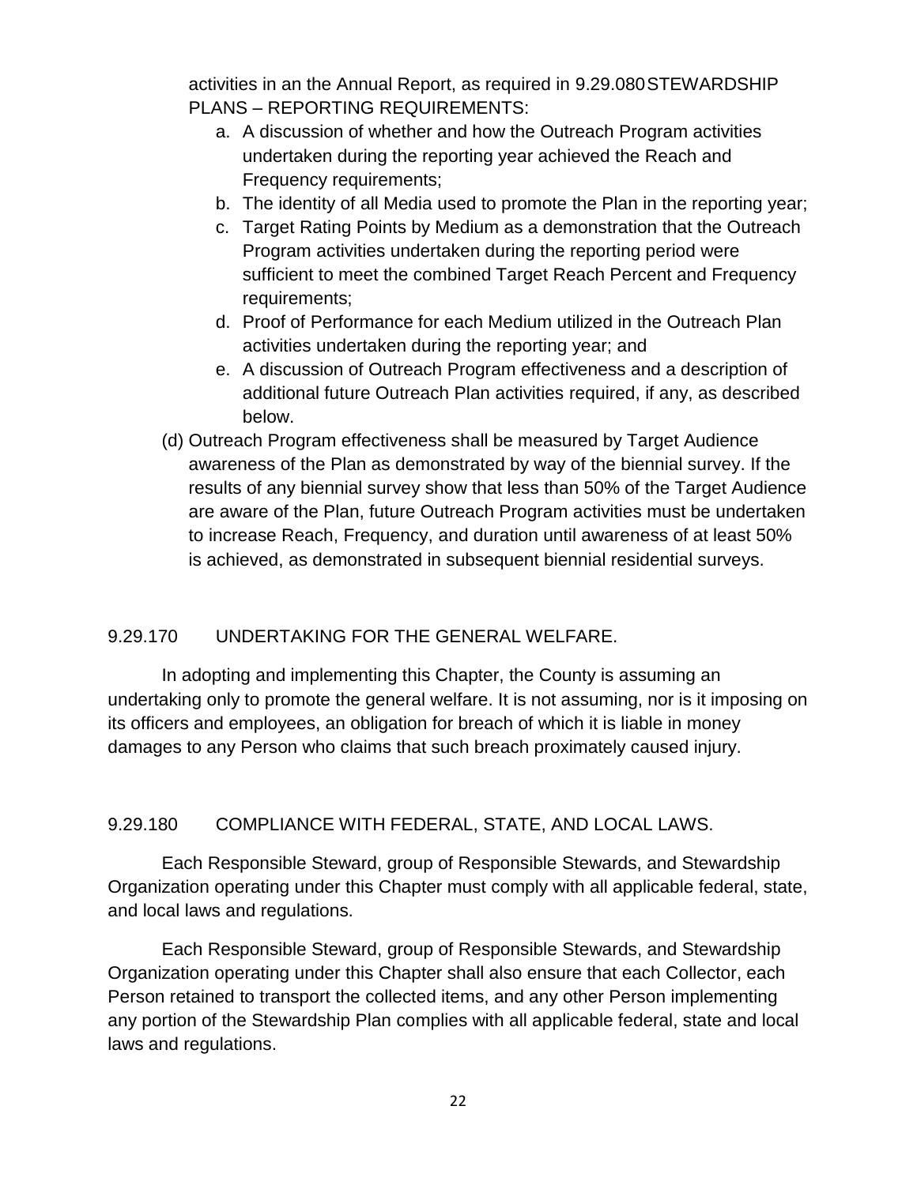activities in an the Annual Report, as required in 9.29.080STEWARDSHIP PLANS – REPORTING REQUIREMENTS:

a. A discussion of whether and how the Outreach Program activities undertaken during the reporting year achieved the Reach and Frequency requirements;
b. The identity of all Media used to promote the Plan in the reporting year;
c. Target Rating Points by Medium as a demonstration that the Outreach Program activities undertaken during the reporting period were sufficient to meet the combined Target Reach Percent and Frequency requirements;
d. Proof of Performance for each Medium utilized in the Outreach Plan activities undertaken during the reporting year; and
e. A discussion of Outreach Program effectiveness and a description of additional future Outreach Plan activities required, if any, as described below.

(d) Outreach Program effectiveness shall be measured by Target Audience awareness of the Plan as demonstrated by way of the biennial survey. If the results of any biennial survey show that less than 50% of the Target Audience are aware of the Plan, future Outreach Program activities must be undertaken to increase Reach, Frequency, and duration until awareness of at least 50% is achieved, as demonstrated in subsequent biennial residential surveys.

## 9.29.170 UNDERTAKING FOR THE GENERAL WELFARE.

In adopting and implementing this Chapter, the County is assuming an undertaking only to promote the general welfare. It is not assuming, nor is it imposing on its officers and employees, an obligation for breach of which it is liable in money damages to any Person who claims that such breach proximately caused injury.

## 9.29.180 COMPLIANCE WITH FEDERAL, STATE, AND LOCAL LAWS.

Each Responsible Steward, group of Responsible Stewards, and Stewardship Organization operating under this Chapter must comply with all applicable federal, state, and local laws and regulations.

Each Responsible Steward, group of Responsible Stewards, and Stewardship Organization operating under this Chapter shall also ensure that each Collector, each Person retained to transport the collected items, and any other Person implementing any portion of the Stewardship Plan complies with all applicable federal, state and local laws and regulations.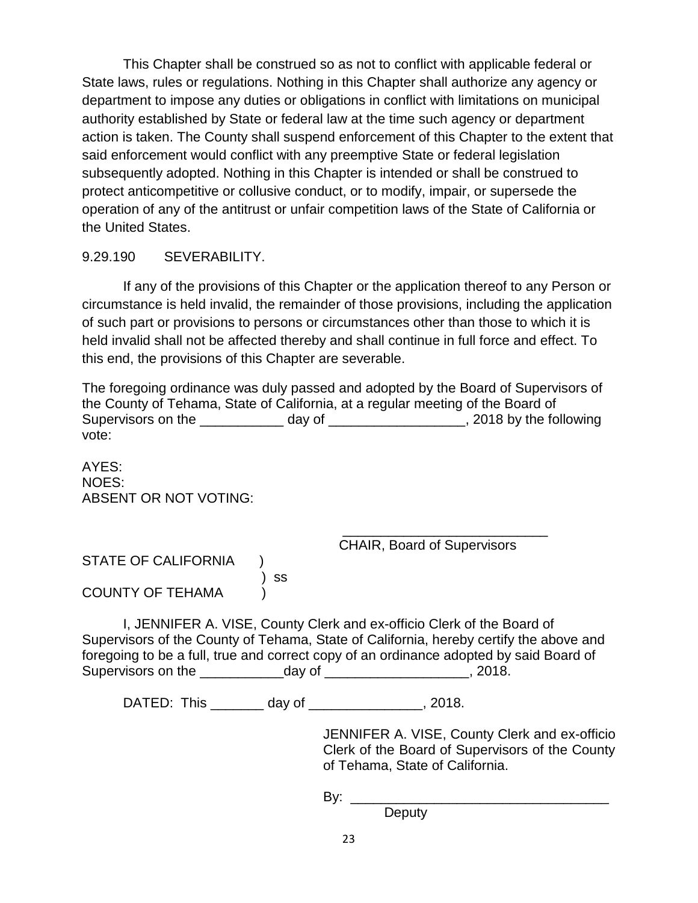This Chapter shall be construed so as not to conflict with applicable federal or State laws, rules or regulations. Nothing in this Chapter shall authorize any agency or department to impose any duties or obligations in conflict with limitations on municipal authority established by State or federal law at the time such agency or department action is taken. The County shall suspend enforcement of this Chapter to the extent that said enforcement would conflict with any preemptive State or federal legislation subsequently adopted. Nothing in this Chapter is intended or shall be construed to protect anticompetitive or collusive conduct, or to modify, impair, or supersede the operation of any of the antitrust or unfair competition laws of the State of California or the United States.

9.29.190 SEVERABILITY.

If any of the provisions of this Chapter or the application thereof to any Person or circumstance is held invalid, the remainder of those provisions, including the application of such part or provisions to persons or circumstances other than those to which it is held invalid shall not be affected thereby and shall continue in full force and effect. To this end, the provisions of this Chapter are severable.

The foregoing ordinance was duly passed and adopted by the Board of Supervisors of the County of Tehama, State of California, at a regular meeting of the Board of Supervisors on the ___________ day of __________________, 2018 by the following vote:

AYES:
NOES:
ABSENT OR NOT VOTING:

___________________________
CHAIR, Board of Supervisors

STATE OF CALIFORNIA )
) ss
COUNTY OF TEHAMA )

I, JENNIFER A. VISE, County Clerk and ex-officio Clerk of the Board of Supervisors of the County of Tehama, State of California, hereby certify the above and foregoing to be a full, true and correct copy of an ordinance adopted by said Board of Supervisors on the ___________day of ___________________, 2018.

DATED: This _______ day of _______________, 2018.

JENNIFER A. VISE, County Clerk and ex-officio Clerk of the Board of Supervisors of the County of Tehama, State of California.

By: __________________________________
Deputy